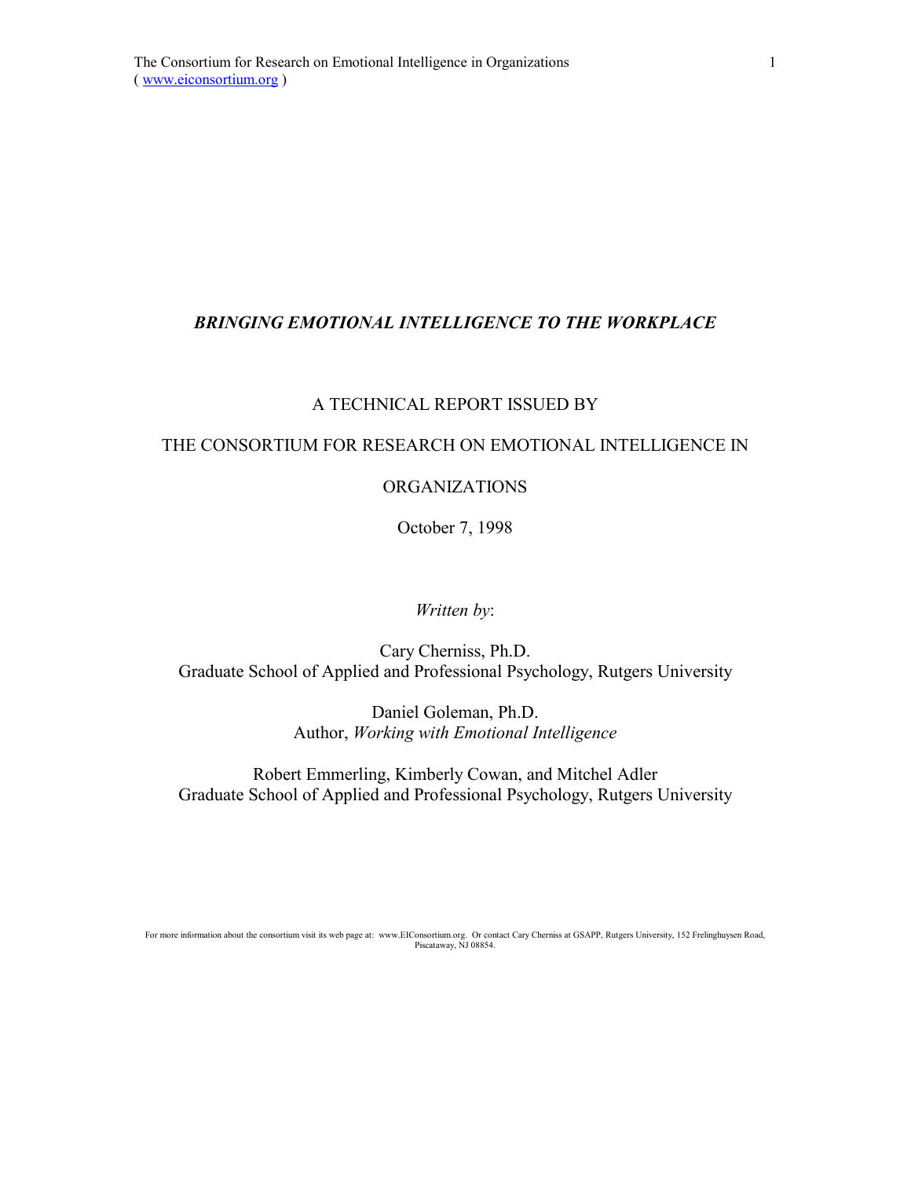# *BRINGING EMOTIONAL INTELLIGENCE TO THE WORKPLACE*

A TECHNICAL REPORT ISSUED BY

THE CONSORTIUM FOR RESEARCH ON EMOTIONAL INTELLIGENCE IN ORGANIZATIONS

October 7, 1998

*Written by*:

Cary Cherniss, Ph.D.
Graduate School of Applied and Professional Psychology, Rutgers University

Daniel Goleman, Ph.D.
Author, *Working with Emotional Intelligence*

Robert Emmerling, Kimberly Cowan, and Mitchel Adler
Graduate School of Applied and Professional Psychology, Rutgers University

For more information about the consortium visit its web page at: www.EIConsortium.org. Or contact Cary Cherniss at GSAPP, Rutgers University, 152 Frelinghuysen Road, Piscataway, NJ 08854.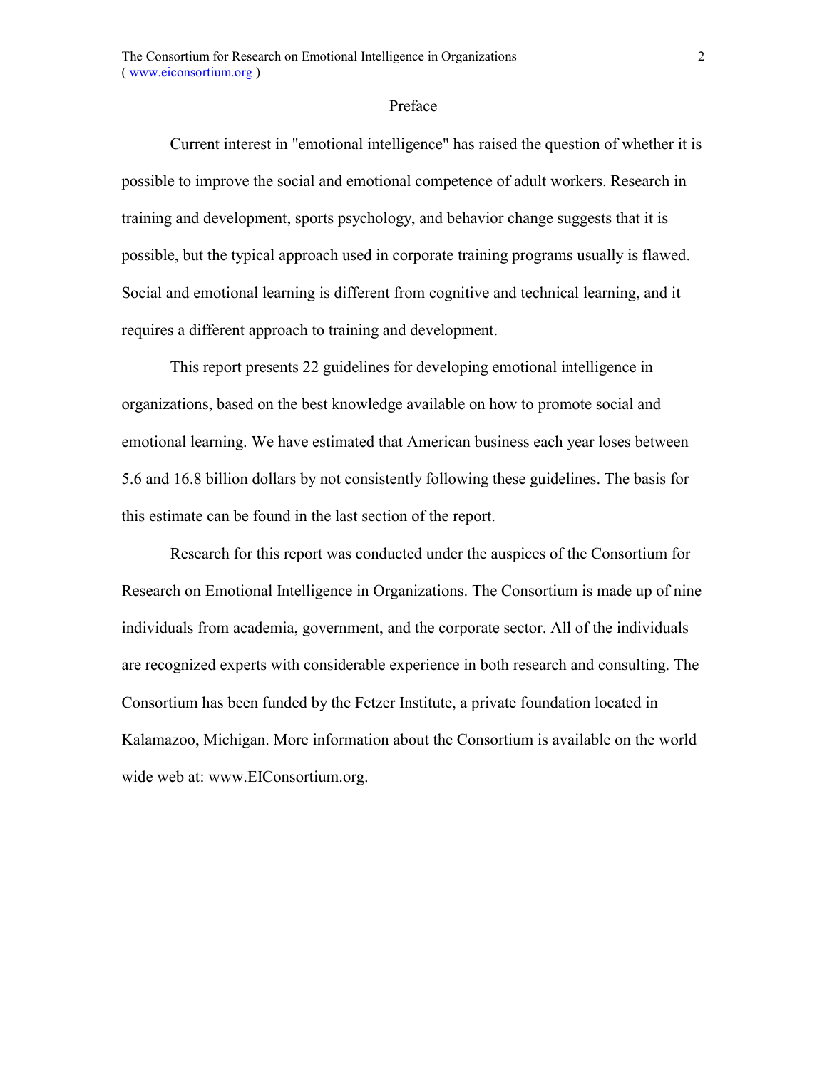# Preface

Current interest in "emotional intelligence" has raised the question of whether it is possible to improve the social and emotional competence of adult workers. Research in training and development, sports psychology, and behavior change suggests that it is possible, but the typical approach used in corporate training programs usually is flawed. Social and emotional learning is different from cognitive and technical learning, and it requires a different approach to training and development.

This report presents 22 guidelines for developing emotional intelligence in organizations, based on the best knowledge available on how to promote social and emotional learning. We have estimated that American business each year loses between 5.6 and 16.8 billion dollars by not consistently following these guidelines. The basis for this estimate can be found in the last section of the report.

Research for this report was conducted under the auspices of the Consortium for Research on Emotional Intelligence in Organizations. The Consortium is made up of nine individuals from academia, government, and the corporate sector. All of the individuals are recognized experts with considerable experience in both research and consulting. The Consortium has been funded by the Fetzer Institute, a private foundation located in Kalamazoo, Michigan. More information about the Consortium is available on the world wide web at: www.EIConsortium.org.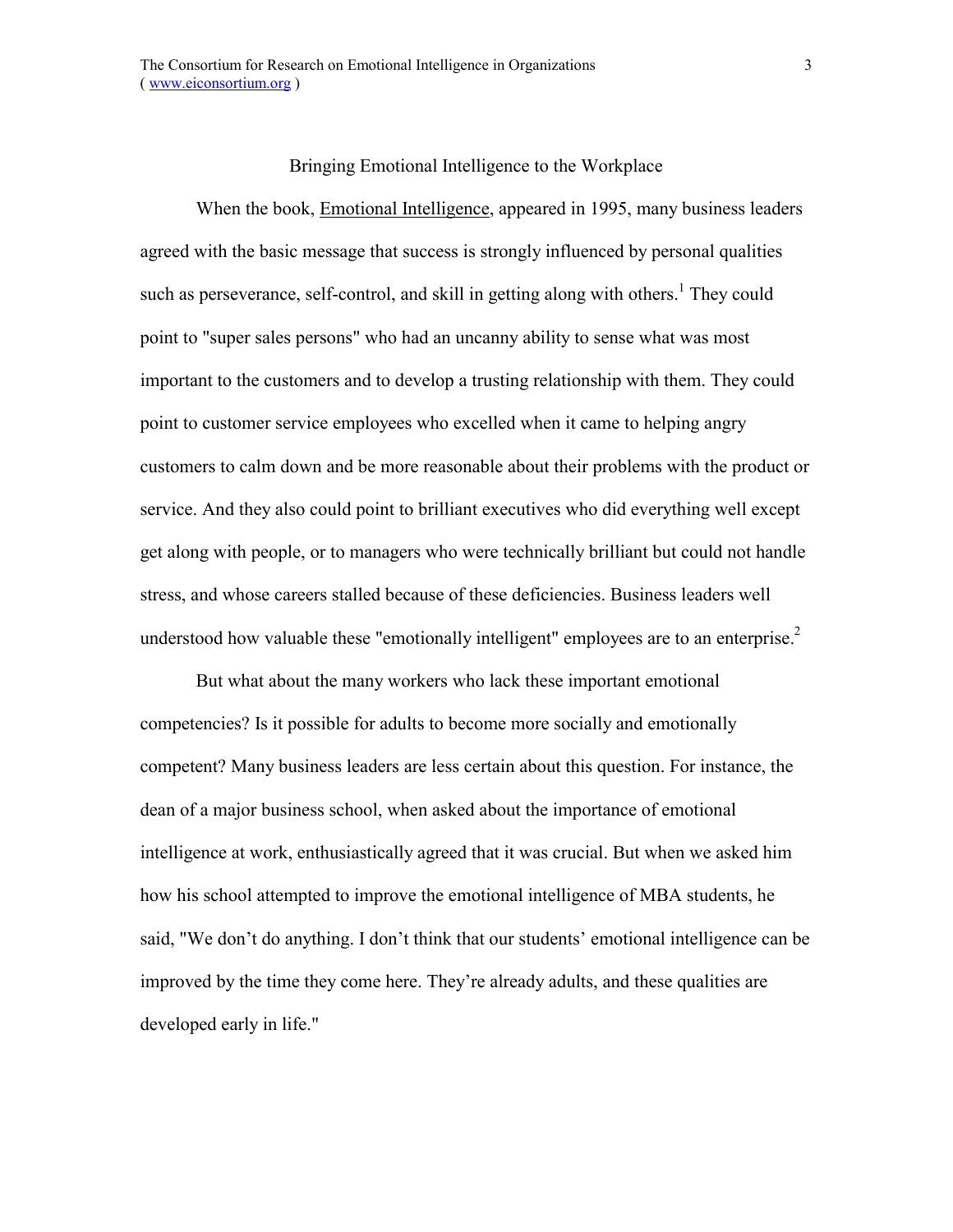# Bringing Emotional Intelligence to the Workplace

When the book, Emotional Intelligence, appeared in 1995, many business leaders agreed with the basic message that success is strongly influenced by personal qualities such as perseverance, self-control, and skill in getting along with others.[1] They could point to "super sales persons" who had an uncanny ability to sense what was most important to the customers and to develop a trusting relationship with them. They could point to customer service employees who excelled when it came to helping angry customers to calm down and be more reasonable about their problems with the product or service. And they also could point to brilliant executives who did everything well except get along with people, or to managers who were technically brilliant but could not handle stress, and whose careers stalled because of these deficiencies. Business leaders well understood how valuable these "emotionally intelligent" employees are to an enterprise.[2]

But what about the many workers who lack these important emotional competencies? Is it possible for adults to become more socially and emotionally competent? Many business leaders are less certain about this question. For instance, the dean of a major business school, when asked about the importance of emotional intelligence at work, enthusiastically agreed that it was crucial. But when we asked him how his school attempted to improve the emotional intelligence of MBA students, he said, "We don't do anything. I don't think that our students' emotional intelligence can be improved by the time they come here. They're already adults, and these qualities are developed early in life."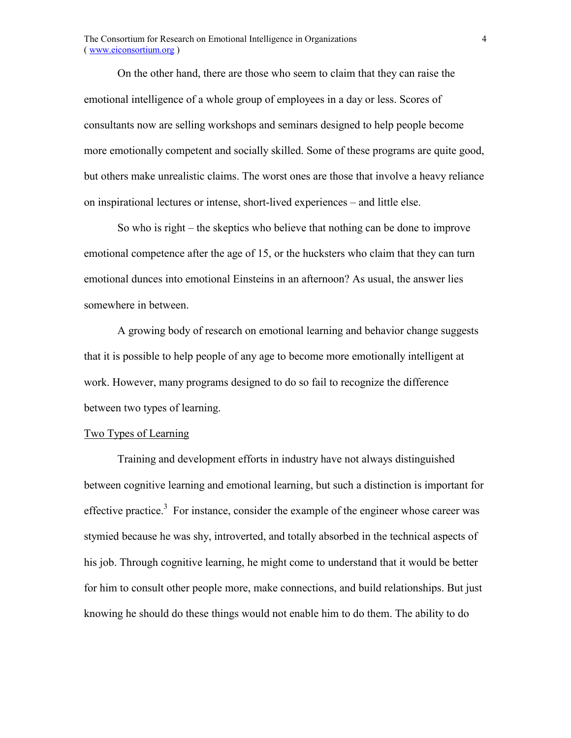On the other hand, there are those who seem to claim that they can raise the emotional intelligence of a whole group of employees in a day or less. Scores of consultants now are selling workshops and seminars designed to help people become more emotionally competent and socially skilled. Some of these programs are quite good, but others make unrealistic claims. The worst ones are those that involve a heavy reliance on inspirational lectures or intense, short-lived experiences – and little else.

So who is right – the skeptics who believe that nothing can be done to improve emotional competence after the age of 15, or the hucksters who claim that they can turn emotional dunces into emotional Einsteins in an afternoon? As usual, the answer lies somewhere in between.

A growing body of research on emotional learning and behavior change suggests that it is possible to help people of any age to become more emotionally intelligent at work. However, many programs designed to do so fail to recognize the difference between two types of learning.

## Two Types of Learning

Training and development efforts in industry have not always distinguished between cognitive learning and emotional learning, but such a distinction is important for effective practice.[3] For instance, consider the example of the engineer whose career was stymied because he was shy, introverted, and totally absorbed in the technical aspects of his job. Through cognitive learning, he might come to understand that it would be better for him to consult other people more, make connections, and build relationships. But just knowing he should do these things would not enable him to do them. The ability to do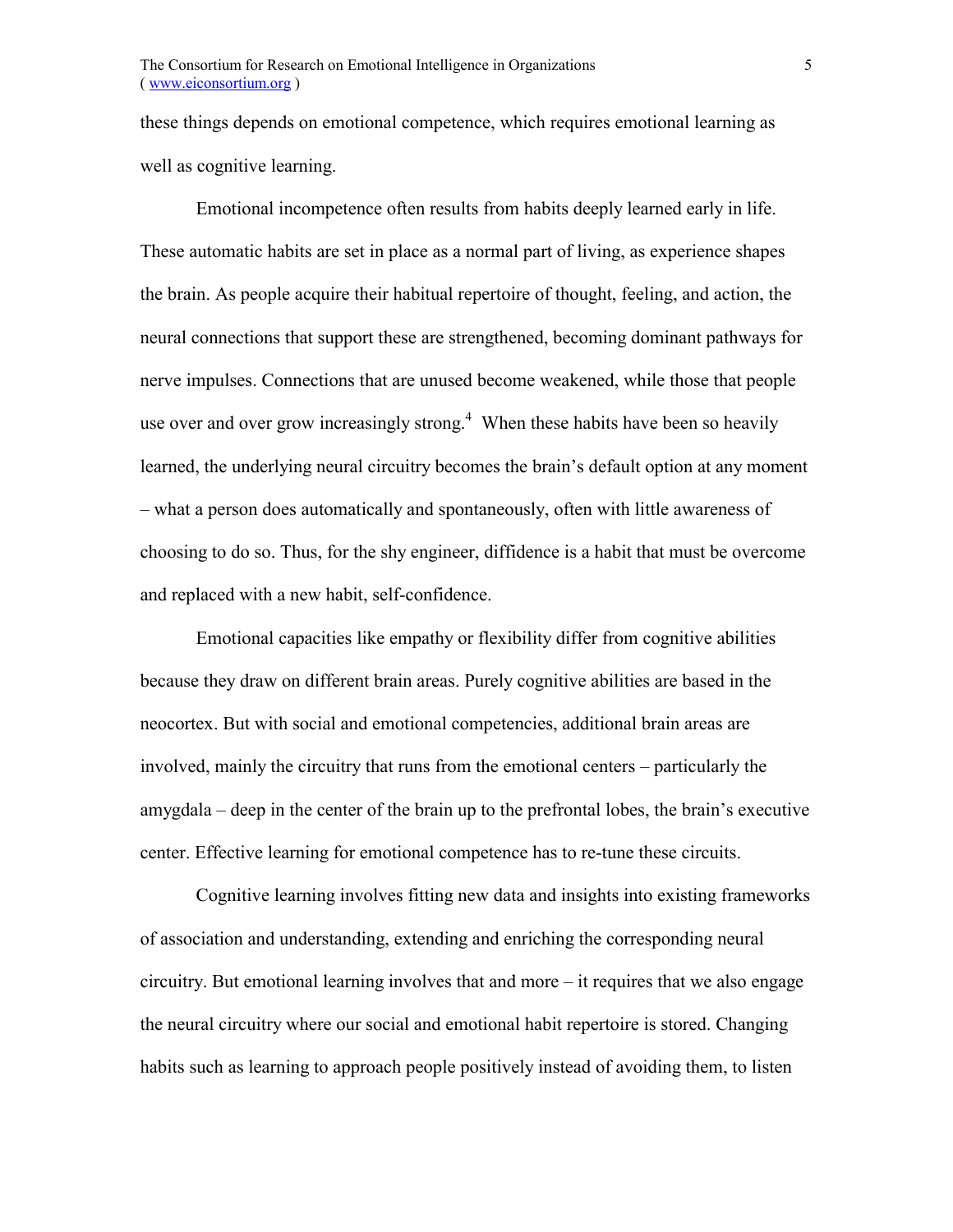these things depends on emotional competence, which requires emotional learning as well as cognitive learning.

Emotional incompetence often results from habits deeply learned early in life. These automatic habits are set in place as a normal part of living, as experience shapes the brain. As people acquire their habitual repertoire of thought, feeling, and action, the neural connections that support these are strengthened, becoming dominant pathways for nerve impulses. Connections that are unused become weakened, while those that people use over and over grow increasingly strong.[4] When these habits have been so heavily learned, the underlying neural circuitry becomes the brain's default option at any moment – what a person does automatically and spontaneously, often with little awareness of choosing to do so. Thus, for the shy engineer, diffidence is a habit that must be overcome and replaced with a new habit, self-confidence.

Emotional capacities like empathy or flexibility differ from cognitive abilities because they draw on different brain areas. Purely cognitive abilities are based in the neocortex. But with social and emotional competencies, additional brain areas are involved, mainly the circuitry that runs from the emotional centers – particularly the amygdala – deep in the center of the brain up to the prefrontal lobes, the brain's executive center. Effective learning for emotional competence has to re-tune these circuits.

Cognitive learning involves fitting new data and insights into existing frameworks of association and understanding, extending and enriching the corresponding neural circuitry. But emotional learning involves that and more – it requires that we also engage the neural circuitry where our social and emotional habit repertoire is stored. Changing habits such as learning to approach people positively instead of avoiding them, to listen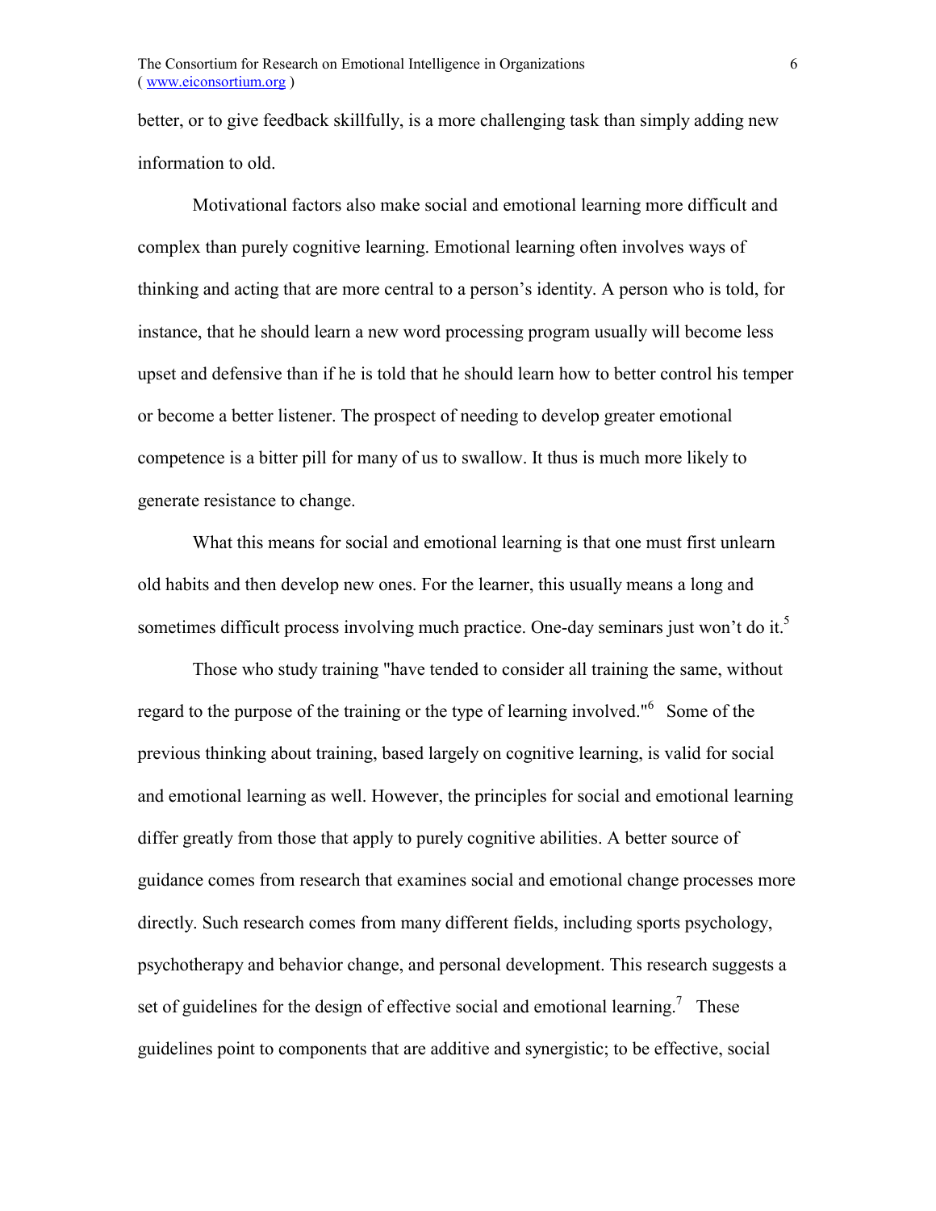better, or to give feedback skillfully, is a more challenging task than simply adding new information to old.

Motivational factors also make social and emotional learning more difficult and complex than purely cognitive learning. Emotional learning often involves ways of thinking and acting that are more central to a person's identity. A person who is told, for instance, that he should learn a new word processing program usually will become less upset and defensive than if he is told that he should learn how to better control his temper or become a better listener. The prospect of needing to develop greater emotional competence is a bitter pill for many of us to swallow. It thus is much more likely to generate resistance to change.

What this means for social and emotional learning is that one must first unlearn old habits and then develop new ones. For the learner, this usually means a long and sometimes difficult process involving much practice. One-day seminars just won't do it.[5]

Those who study training "have tended to consider all training the same, without regard to the purpose of the training or the type of learning involved."[6] Some of the previous thinking about training, based largely on cognitive learning, is valid for social and emotional learning as well. However, the principles for social and emotional learning differ greatly from those that apply to purely cognitive abilities. A better source of guidance comes from research that examines social and emotional change processes more directly. Such research comes from many different fields, including sports psychology, psychotherapy and behavior change, and personal development. This research suggests a set of guidelines for the design of effective social and emotional learning.[7] These guidelines point to components that are additive and synergistic; to be effective, social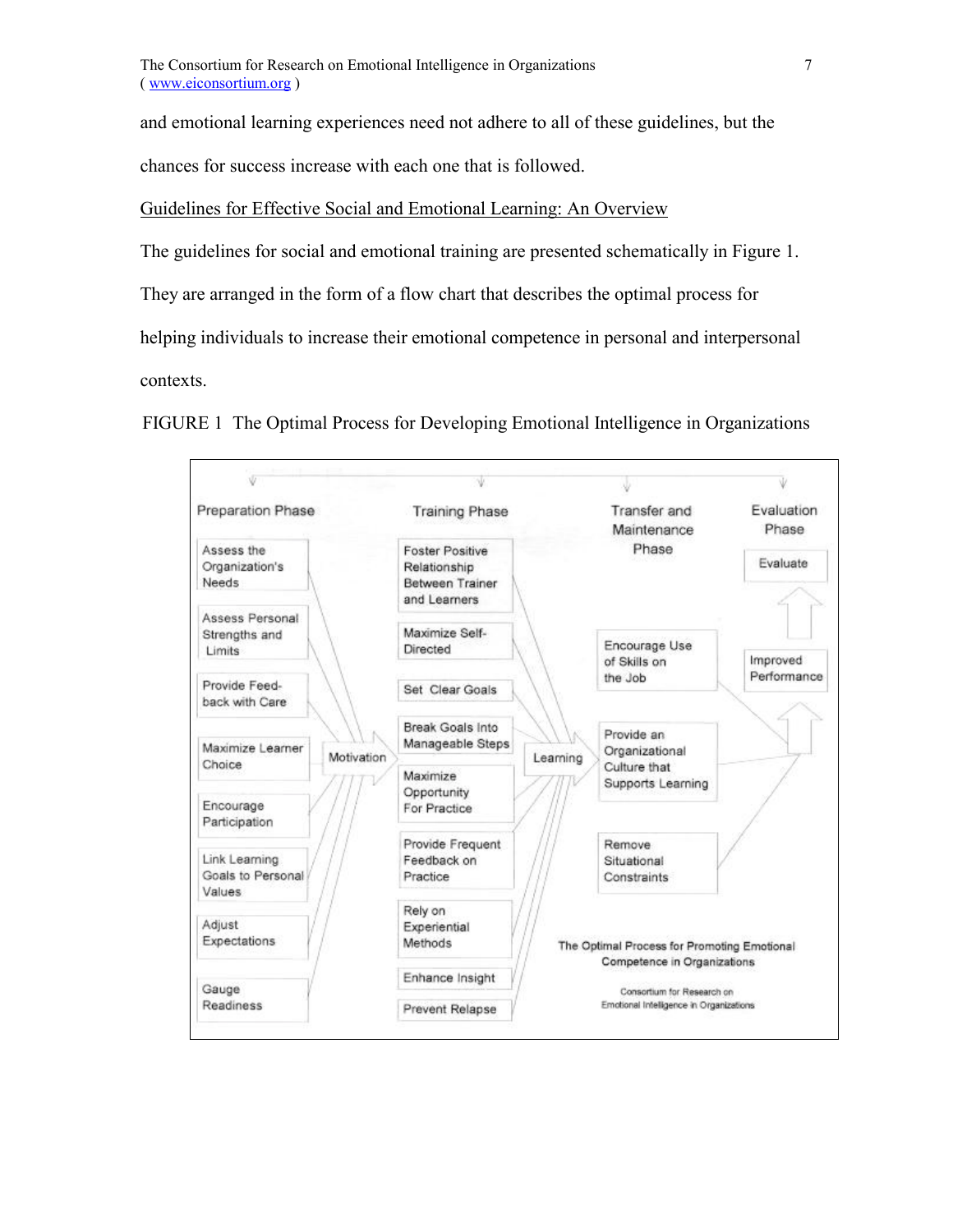and emotional learning experiences need not adhere to all of these guidelines, but the chances for success increase with each one that is followed.

Guidelines for Effective Social and Emotional Learning: An Overview

The guidelines for social and emotional training are presented schematically in Figure 1. They are arranged in the form of a flow chart that describes the optimal process for helping individuals to increase their emotional competence in personal and interpersonal contexts.

FIGURE 1 The Optimal Process for Developing Emotional Intelligence in Organizations

**Preparation Phase**
- Assess the Organization's Needs
- Assess Personal Strengths and Limits
- Provide Feed-back with Care
- Maximize Learner Choice
- Encourage Participation
- Link Learning Goals to Personal Values
- Adjust Expectations
- Gauge Readiness

→ Motivation

**Training Phase**
- Foster Positive Relationship Between Trainer and Learners
- Maximize Self-Directed
- Set Clear Goals
- Break Goals Into Manageable Steps
- Maximize Opportunity For Practice
- Provide Frequent Feedback on Practice
- Rely on Experiential Methods
- Enhance Insight
- Prevent Relapse

→ Learning

**Transfer and Maintenance Phase**
- Encourage Use of Skills on the Job
- Provide an Organizational Culture that Supports Learning
- Remove Situational Constraints

→ Improved Performance

**Evaluation Phase**
- Evaluate

The Optimal Process for Promoting Emotional Competence in Organizations

Consortium for Research on Emotional Intelligence in Organizations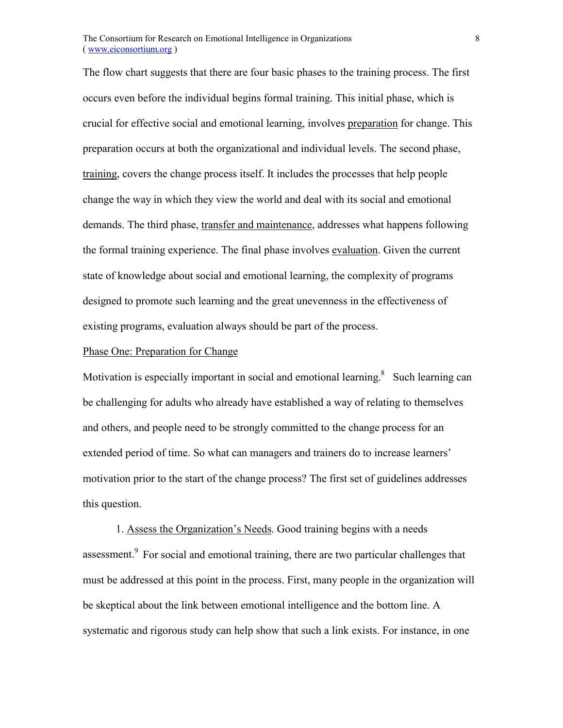The flow chart suggests that there are four basic phases to the training process. The first occurs even before the individual begins formal training. This initial phase, which is crucial for effective social and emotional learning, involves preparation for change. This preparation occurs at both the organizational and individual levels. The second phase, training, covers the change process itself. It includes the processes that help people change the way in which they view the world and deal with its social and emotional demands. The third phase, transfer and maintenance, addresses what happens following the formal training experience. The final phase involves evaluation. Given the current state of knowledge about social and emotional learning, the complexity of programs designed to promote such learning and the great unevenness in the effectiveness of existing programs, evaluation always should be part of the process.

## Phase One: Preparation for Change

Motivation is especially important in social and emotional learning.[8] Such learning can be challenging for adults who already have established a way of relating to themselves and others, and people need to be strongly committed to the change process for an extended period of time. So what can managers and trainers do to increase learners' motivation prior to the start of the change process? The first set of guidelines addresses this question.

1. Assess the Organization's Needs. Good training begins with a needs assessment.[9] For social and emotional training, there are two particular challenges that must be addressed at this point in the process. First, many people in the organization will be skeptical about the link between emotional intelligence and the bottom line. A systematic and rigorous study can help show that such a link exists. For instance, in one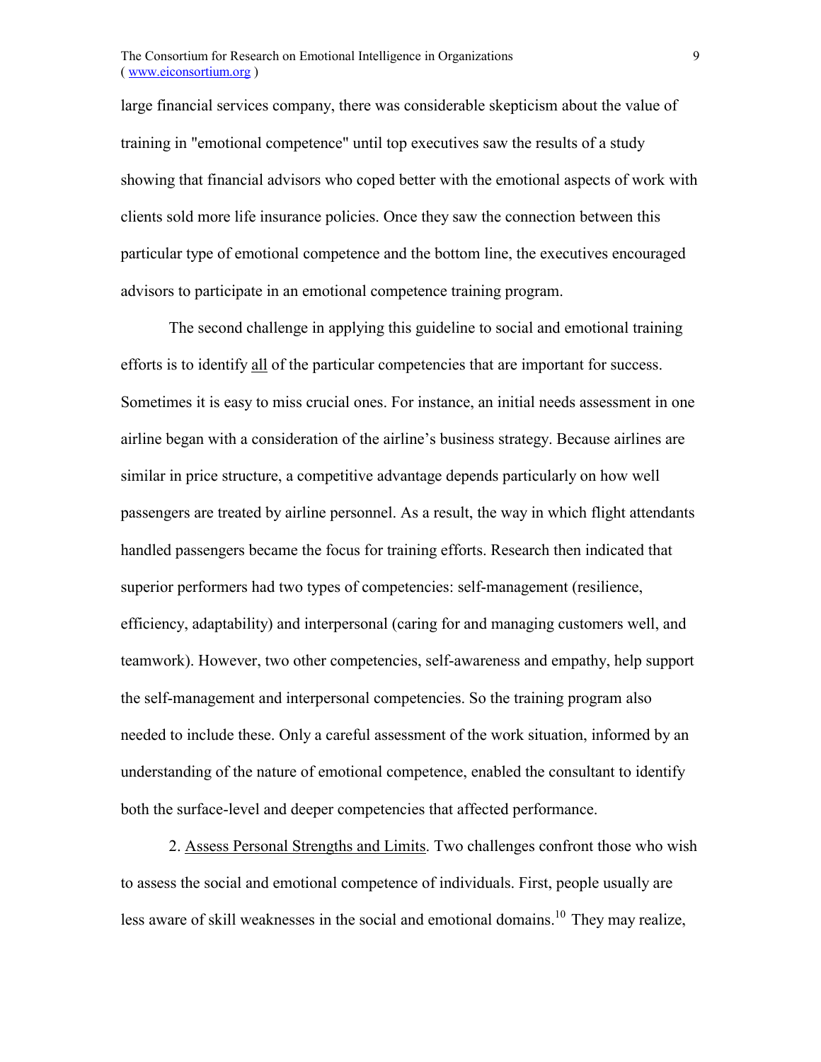large financial services company, there was considerable skepticism about the value of training in "emotional competence" until top executives saw the results of a study showing that financial advisors who coped better with the emotional aspects of work with clients sold more life insurance policies. Once they saw the connection between this particular type of emotional competence and the bottom line, the executives encouraged advisors to participate in an emotional competence training program.

The second challenge in applying this guideline to social and emotional training efforts is to identify <u>all</u> of the particular competencies that are important for success. Sometimes it is easy to miss crucial ones. For instance, an initial needs assessment in one airline began with a consideration of the airline's business strategy. Because airlines are similar in price structure, a competitive advantage depends particularly on how well passengers are treated by airline personnel. As a result, the way in which flight attendants handled passengers became the focus for training efforts. Research then indicated that superior performers had two types of competencies: self-management (resilience, efficiency, adaptability) and interpersonal (caring for and managing customers well, and teamwork). However, two other competencies, self-awareness and empathy, help support the self-management and interpersonal competencies. So the training program also needed to include these. Only a careful assessment of the work situation, informed by an understanding of the nature of emotional competence, enabled the consultant to identify both the surface-level and deeper competencies that affected performance.

2. <u>Assess Personal Strengths and Limits</u>. Two challenges confront those who wish to assess the social and emotional competence of individuals. First, people usually are less aware of skill weaknesses in the social and emotional domains.[10] They may realize,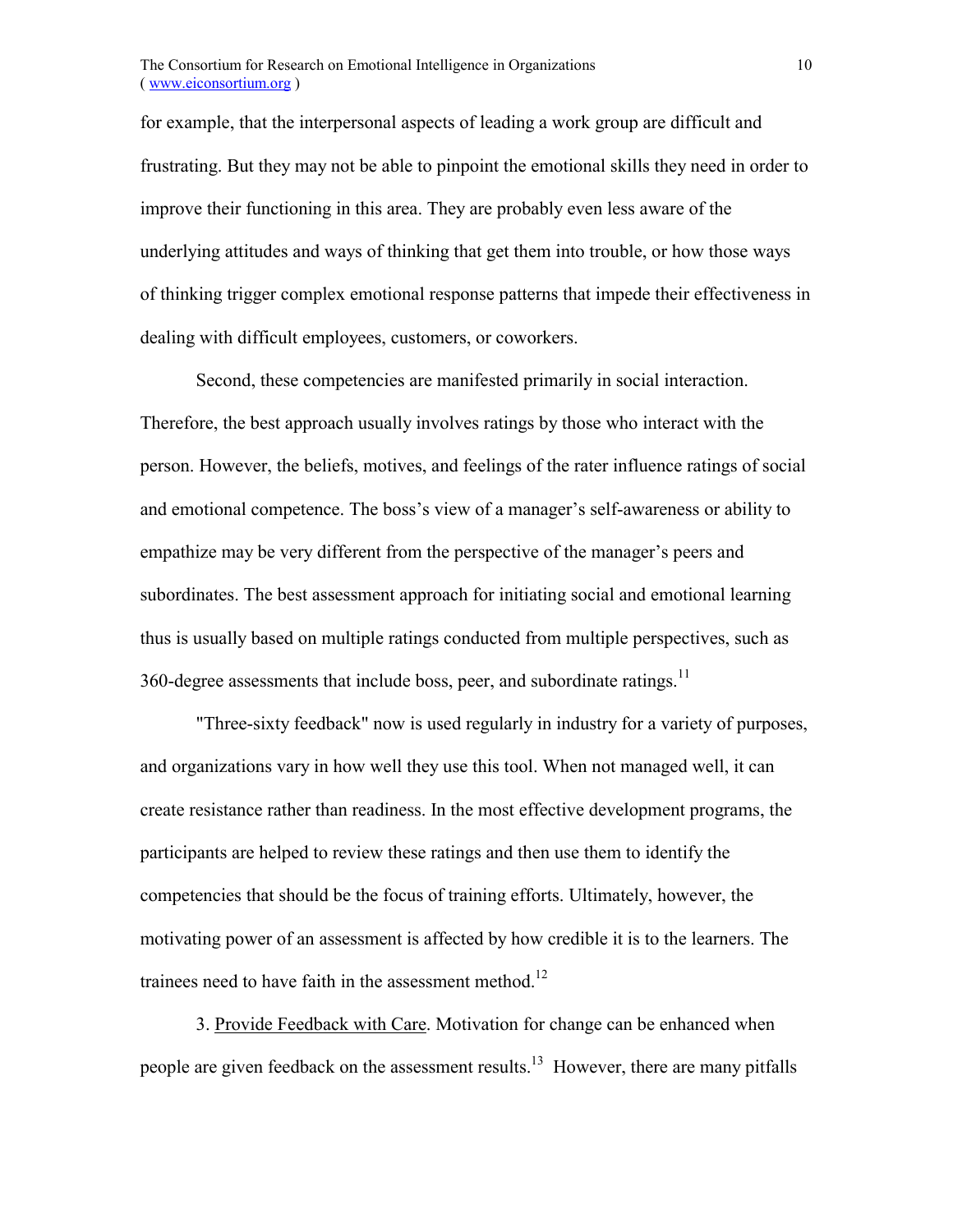for example, that the interpersonal aspects of leading a work group are difficult and frustrating. But they may not be able to pinpoint the emotional skills they need in order to improve their functioning in this area. They are probably even less aware of the underlying attitudes and ways of thinking that get them into trouble, or how those ways of thinking trigger complex emotional response patterns that impede their effectiveness in dealing with difficult employees, customers, or coworkers.

Second, these competencies are manifested primarily in social interaction. Therefore, the best approach usually involves ratings by those who interact with the person. However, the beliefs, motives, and feelings of the rater influence ratings of social and emotional competence. The boss's view of a manager's self-awareness or ability to empathize may be very different from the perspective of the manager's peers and subordinates. The best assessment approach for initiating social and emotional learning thus is usually based on multiple ratings conducted from multiple perspectives, such as 360-degree assessments that include boss, peer, and subordinate ratings.[11]

"Three-sixty feedback" now is used regularly in industry for a variety of purposes, and organizations vary in how well they use this tool. When not managed well, it can create resistance rather than readiness. In the most effective development programs, the participants are helped to review these ratings and then use them to identify the competencies that should be the focus of training efforts. Ultimately, however, the motivating power of an assessment is affected by how credible it is to the learners. The trainees need to have faith in the assessment method.[12]

3. Provide Feedback with Care. Motivation for change can be enhanced when people are given feedback on the assessment results.[13] However, there are many pitfalls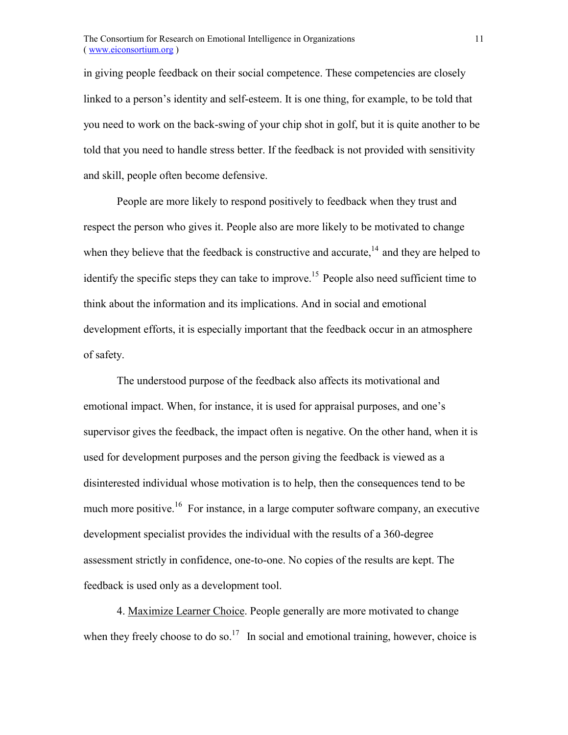in giving people feedback on their social competence. These competencies are closely linked to a person's identity and self-esteem. It is one thing, for example, to be told that you need to work on the back-swing of your chip shot in golf, but it is quite another to be told that you need to handle stress better. If the feedback is not provided with sensitivity and skill, people often become defensive.

People are more likely to respond positively to feedback when they trust and respect the person who gives it. People also are more likely to be motivated to change when they believe that the feedback is constructive and accurate,[14] and they are helped to identify the specific steps they can take to improve.[15] People also need sufficient time to think about the information and its implications. And in social and emotional development efforts, it is especially important that the feedback occur in an atmosphere of safety.

The understood purpose of the feedback also affects its motivational and emotional impact. When, for instance, it is used for appraisal purposes, and one's supervisor gives the feedback, the impact often is negative. On the other hand, when it is used for development purposes and the person giving the feedback is viewed as a disinterested individual whose motivation is to help, then the consequences tend to be much more positive.[16] For instance, in a large computer software company, an executive development specialist provides the individual with the results of a 360-degree assessment strictly in confidence, one-to-one. No copies of the results are kept. The feedback is used only as a development tool.

4. <u>Maximize Learner Choice</u>. People generally are more motivated to change when they freely choose to do so.[17] In social and emotional training, however, choice is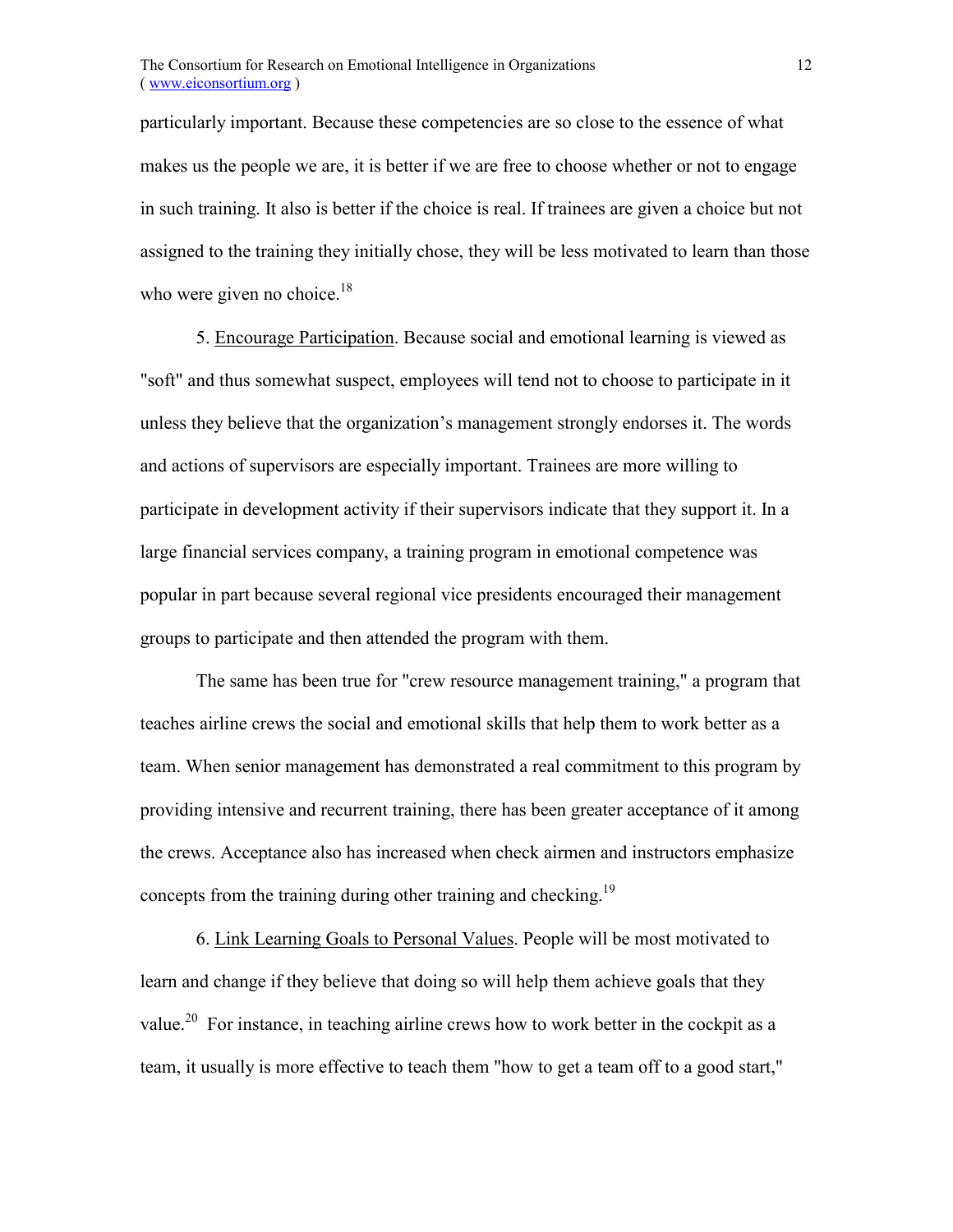particularly important. Because these competencies are so close to the essence of what makes us the people we are, it is better if we are free to choose whether or not to engage in such training. It also is better if the choice is real. If trainees are given a choice but not assigned to the training they initially chose, they will be less motivated to learn than those who were given no choice.[18]

5. Encourage Participation. Because social and emotional learning is viewed as "soft" and thus somewhat suspect, employees will tend not to choose to participate in it unless they believe that the organization's management strongly endorses it. The words and actions of supervisors are especially important. Trainees are more willing to participate in development activity if their supervisors indicate that they support it. In a large financial services company, a training program in emotional competence was popular in part because several regional vice presidents encouraged their management groups to participate and then attended the program with them.

The same has been true for "crew resource management training," a program that teaches airline crews the social and emotional skills that help them to work better as a team. When senior management has demonstrated a real commitment to this program by providing intensive and recurrent training, there has been greater acceptance of it among the crews. Acceptance also has increased when check airmen and instructors emphasize concepts from the training during other training and checking.[19]

6. Link Learning Goals to Personal Values. People will be most motivated to learn and change if they believe that doing so will help them achieve goals that they value.[20] For instance, in teaching airline crews how to work better in the cockpit as a team, it usually is more effective to teach them "how to get a team off to a good start,"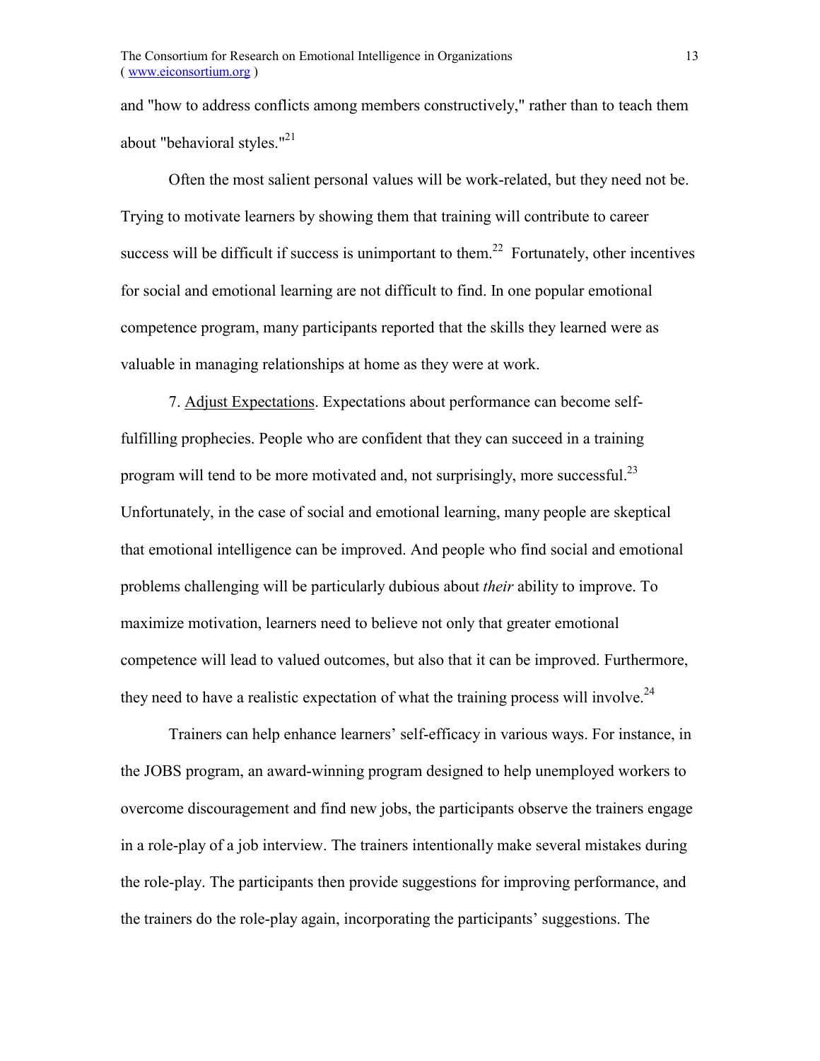and "how to address conflicts among members constructively," rather than to teach them about "behavioral styles."[21]

Often the most salient personal values will be work-related, but they need not be. Trying to motivate learners by showing them that training will contribute to career success will be difficult if success is unimportant to them.[22] Fortunately, other incentives for social and emotional learning are not difficult to find. In one popular emotional competence program, many participants reported that the skills they learned were as valuable in managing relationships at home as they were at work.

7. Adjust Expectations. Expectations about performance can become self-fulfilling prophecies. People who are confident that they can succeed in a training program will tend to be more motivated and, not surprisingly, more successful.[23] Unfortunately, in the case of social and emotional learning, many people are skeptical that emotional intelligence can be improved. And people who find social and emotional problems challenging will be particularly dubious about *their* ability to improve. To maximize motivation, learners need to believe not only that greater emotional competence will lead to valued outcomes, but also that it can be improved. Furthermore, they need to have a realistic expectation of what the training process will involve.[24]

Trainers can help enhance learners' self-efficacy in various ways. For instance, in the JOBS program, an award-winning program designed to help unemployed workers to overcome discouragement and find new jobs, the participants observe the trainers engage in a role-play of a job interview. The trainers intentionally make several mistakes during the role-play. The participants then provide suggestions for improving performance, and the trainers do the role-play again, incorporating the participants' suggestions. The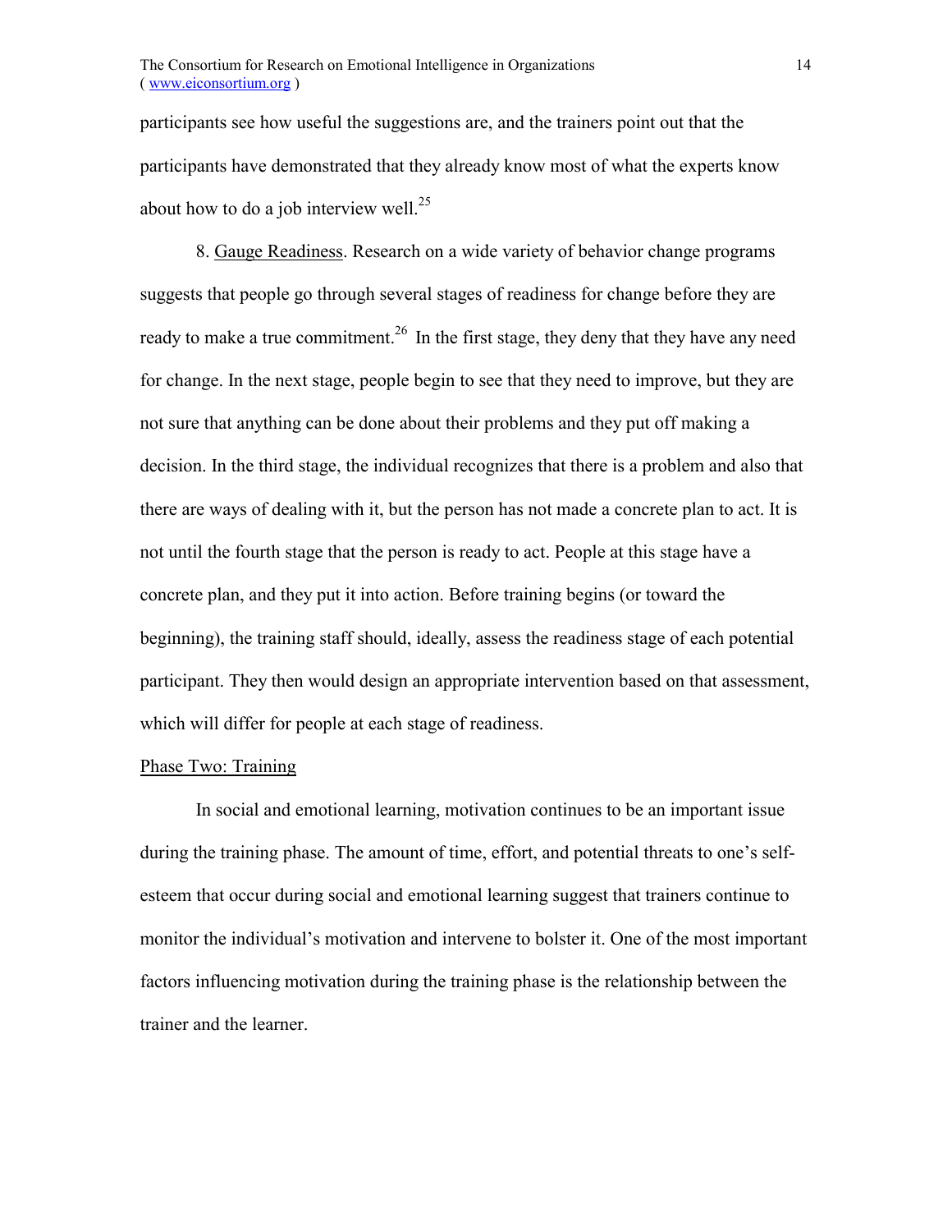participants see how useful the suggestions are, and the trainers point out that the participants have demonstrated that they already know most of what the experts know about how to do a job interview well.[25]

8. Gauge Readiness. Research on a wide variety of behavior change programs suggests that people go through several stages of readiness for change before they are ready to make a true commitment.[26] In the first stage, they deny that they have any need for change. In the next stage, people begin to see that they need to improve, but they are not sure that anything can be done about their problems and they put off making a decision. In the third stage, the individual recognizes that there is a problem and also that there are ways of dealing with it, but the person has not made a concrete plan to act. It is not until the fourth stage that the person is ready to act. People at this stage have a concrete plan, and they put it into action. Before training begins (or toward the beginning), the training staff should, ideally, assess the readiness stage of each potential participant. They then would design an appropriate intervention based on that assessment, which will differ for people at each stage of readiness.

## Phase Two: Training

In social and emotional learning, motivation continues to be an important issue during the training phase. The amount of time, effort, and potential threats to one's self-esteem that occur during social and emotional learning suggest that trainers continue to monitor the individual's motivation and intervene to bolster it. One of the most important factors influencing motivation during the training phase is the relationship between the trainer and the learner.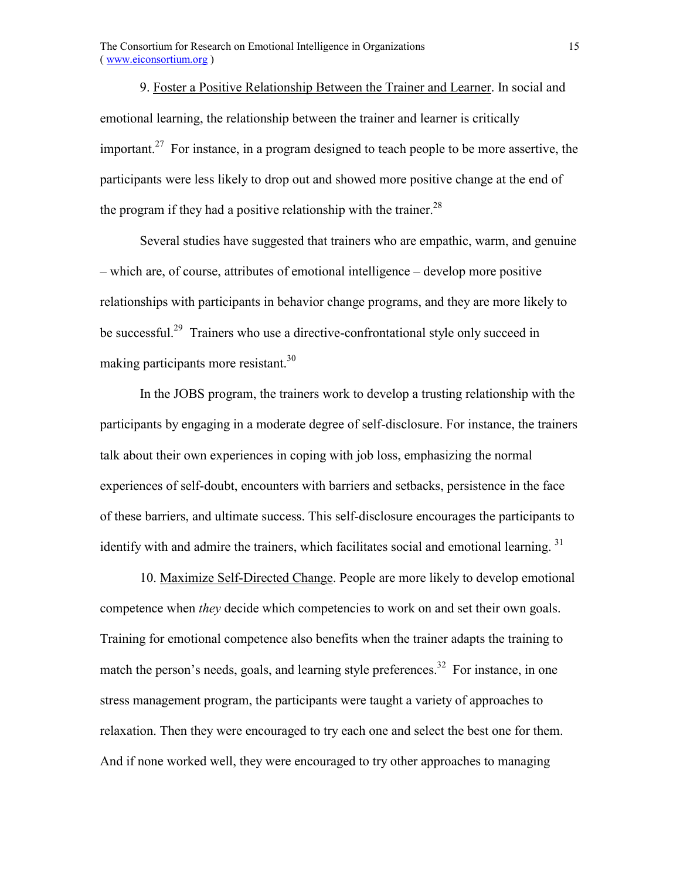9. Foster a Positive Relationship Between the Trainer and Learner. In social and emotional learning, the relationship between the trainer and learner is critically important.[27] For instance, in a program designed to teach people to be more assertive, the participants were less likely to drop out and showed more positive change at the end of the program if they had a positive relationship with the trainer.[28]

Several studies have suggested that trainers who are empathic, warm, and genuine – which are, of course, attributes of emotional intelligence – develop more positive relationships with participants in behavior change programs, and they are more likely to be successful.[29] Trainers who use a directive-confrontational style only succeed in making participants more resistant.[30]

In the JOBS program, the trainers work to develop a trusting relationship with the participants by engaging in a moderate degree of self-disclosure. For instance, the trainers talk about their own experiences in coping with job loss, emphasizing the normal experiences of self-doubt, encounters with barriers and setbacks, persistence in the face of these barriers, and ultimate success. This self-disclosure encourages the participants to identify with and admire the trainers, which facilitates social and emotional learning.[31]

10. Maximize Self-Directed Change. People are more likely to develop emotional competence when *they* decide which competencies to work on and set their own goals. Training for emotional competence also benefits when the trainer adapts the training to match the person's needs, goals, and learning style preferences.[32] For instance, in one stress management program, the participants were taught a variety of approaches to relaxation. Then they were encouraged to try each one and select the best one for them. And if none worked well, they were encouraged to try other approaches to managing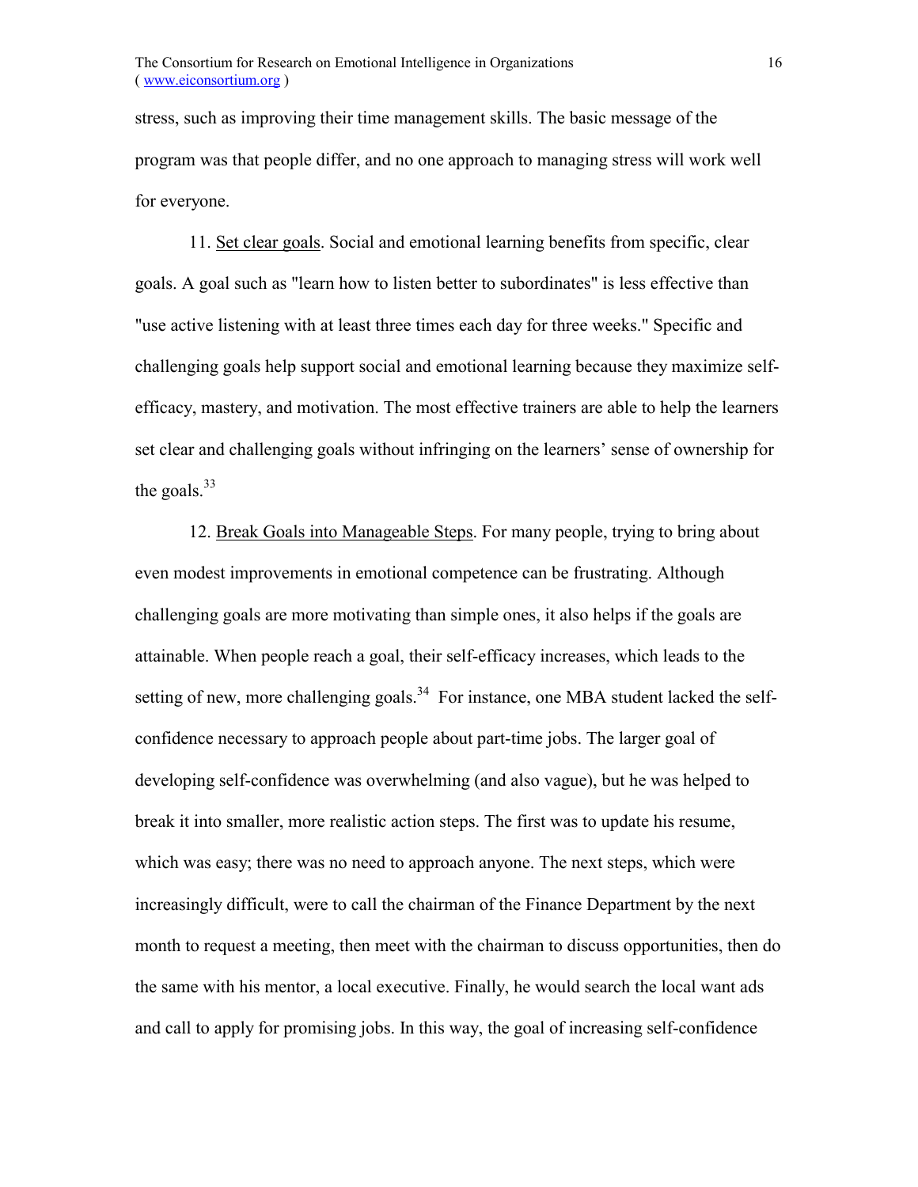stress, such as improving their time management skills. The basic message of the program was that people differ, and no one approach to managing stress will work well for everyone.

11. Set clear goals. Social and emotional learning benefits from specific, clear goals. A goal such as "learn how to listen better to subordinates" is less effective than "use active listening with at least three times each day for three weeks." Specific and challenging goals help support social and emotional learning because they maximize self-efficacy, mastery, and motivation. The most effective trainers are able to help the learners set clear and challenging goals without infringing on the learners' sense of ownership for the goals.[33]

12. Break Goals into Manageable Steps. For many people, trying to bring about even modest improvements in emotional competence can be frustrating. Although challenging goals are more motivating than simple ones, it also helps if the goals are attainable. When people reach a goal, their self-efficacy increases, which leads to the setting of new, more challenging goals.[34] For instance, one MBA student lacked the self-confidence necessary to approach people about part-time jobs. The larger goal of developing self-confidence was overwhelming (and also vague), but he was helped to break it into smaller, more realistic action steps. The first was to update his resume, which was easy; there was no need to approach anyone. The next steps, which were increasingly difficult, were to call the chairman of the Finance Department by the next month to request a meeting, then meet with the chairman to discuss opportunities, then do the same with his mentor, a local executive. Finally, he would search the local want ads and call to apply for promising jobs. In this way, the goal of increasing self-confidence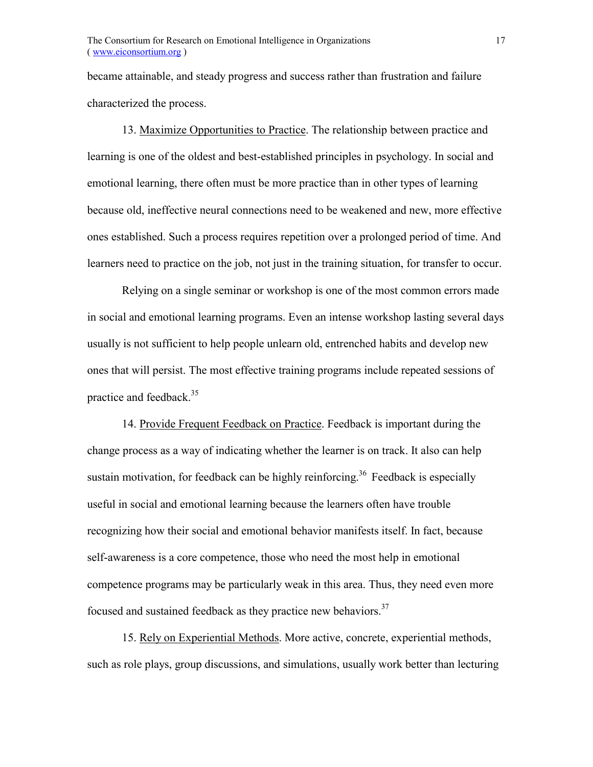became attainable, and steady progress and success rather than frustration and failure characterized the process.

13. Maximize Opportunities to Practice. The relationship between practice and learning is one of the oldest and best-established principles in psychology. In social and emotional learning, there often must be more practice than in other types of learning because old, ineffective neural connections need to be weakened and new, more effective ones established. Such a process requires repetition over a prolonged period of time. And learners need to practice on the job, not just in the training situation, for transfer to occur.

Relying on a single seminar or workshop is one of the most common errors made in social and emotional learning programs. Even an intense workshop lasting several days usually is not sufficient to help people unlearn old, entrenched habits and develop new ones that will persist. The most effective training programs include repeated sessions of practice and feedback.[35]

14. Provide Frequent Feedback on Practice. Feedback is important during the change process as a way of indicating whether the learner is on track. It also can help sustain motivation, for feedback can be highly reinforcing.[36] Feedback is especially useful in social and emotional learning because the learners often have trouble recognizing how their social and emotional behavior manifests itself. In fact, because self-awareness is a core competence, those who need the most help in emotional competence programs may be particularly weak in this area. Thus, they need even more focused and sustained feedback as they practice new behaviors.[37]

15. Rely on Experiential Methods. More active, concrete, experiential methods, such as role plays, group discussions, and simulations, usually work better than lecturing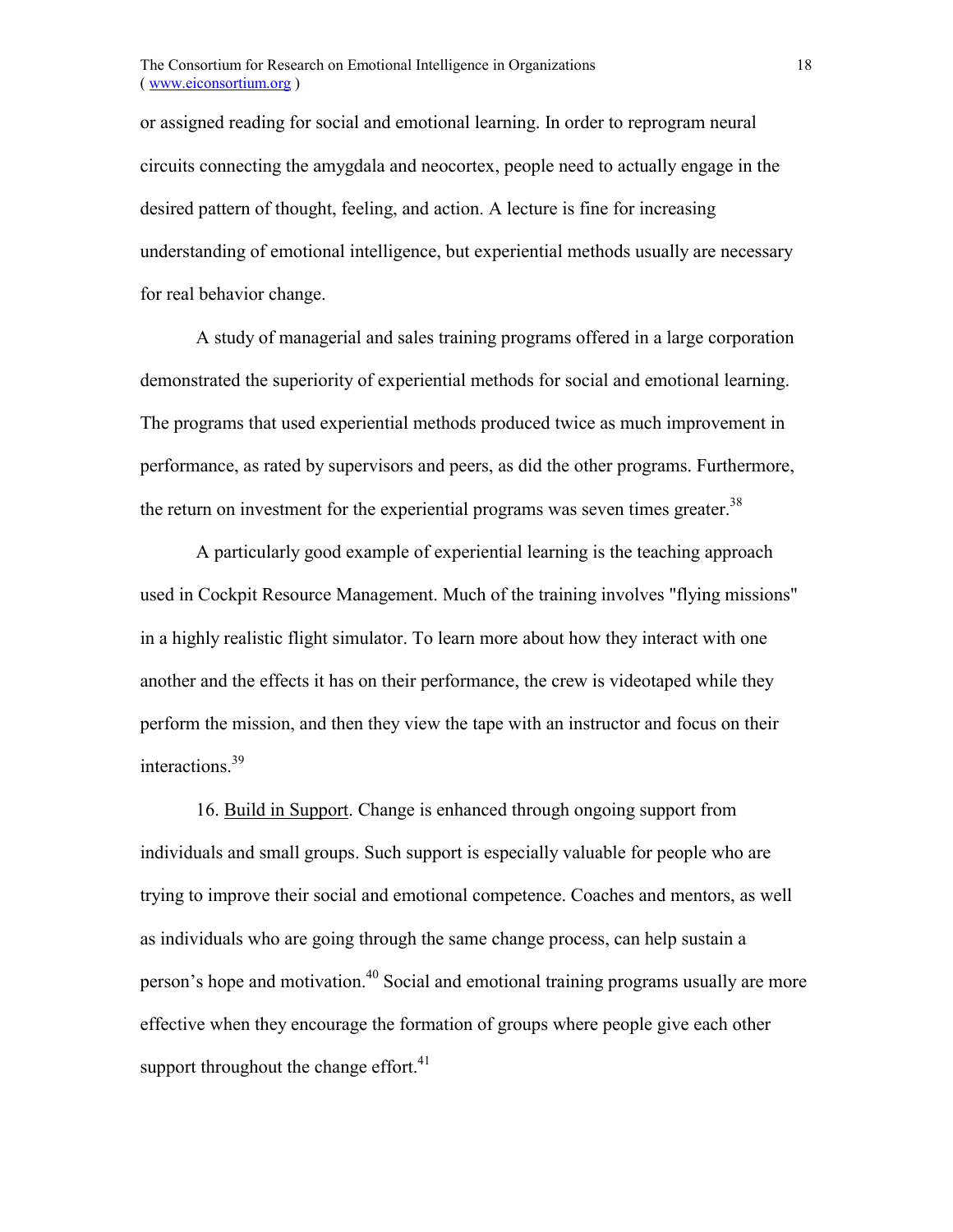or assigned reading for social and emotional learning. In order to reprogram neural circuits connecting the amygdala and neocortex, people need to actually engage in the desired pattern of thought, feeling, and action. A lecture is fine for increasing understanding of emotional intelligence, but experiential methods usually are necessary for real behavior change.

A study of managerial and sales training programs offered in a large corporation demonstrated the superiority of experiential methods for social and emotional learning. The programs that used experiential methods produced twice as much improvement in performance, as rated by supervisors and peers, as did the other programs. Furthermore, the return on investment for the experiential programs was seven times greater.[38]

A particularly good example of experiential learning is the teaching approach used in Cockpit Resource Management. Much of the training involves "flying missions" in a highly realistic flight simulator. To learn more about how they interact with one another and the effects it has on their performance, the crew is videotaped while they perform the mission, and then they view the tape with an instructor and focus on their interactions.[39]

16. Build in Support. Change is enhanced through ongoing support from individuals and small groups. Such support is especially valuable for people who are trying to improve their social and emotional competence. Coaches and mentors, as well as individuals who are going through the same change process, can help sustain a person's hope and motivation.[40] Social and emotional training programs usually are more effective when they encourage the formation of groups where people give each other support throughout the change effort.[41]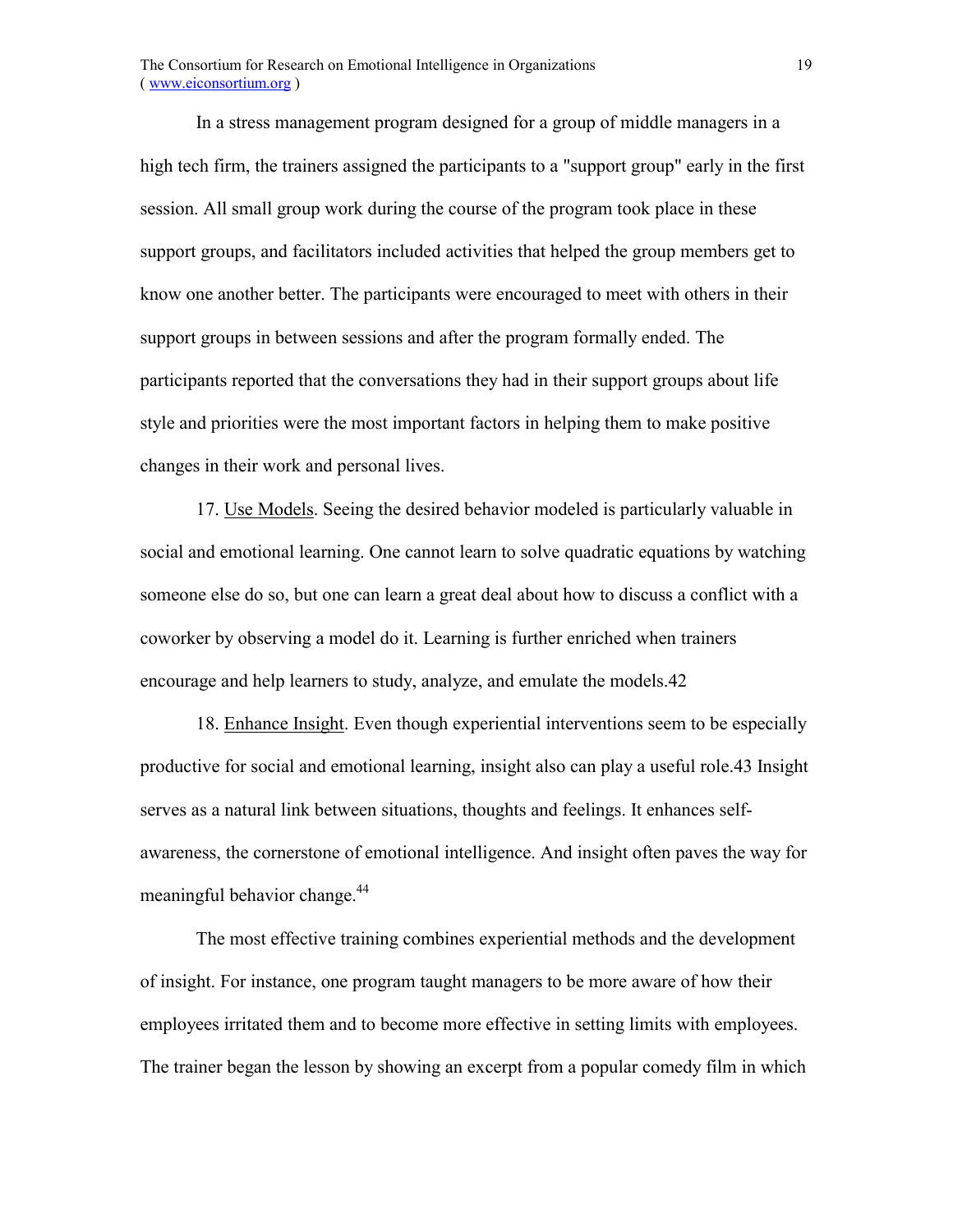In a stress management program designed for a group of middle managers in a high tech firm, the trainers assigned the participants to a "support group" early in the first session. All small group work during the course of the program took place in these support groups, and facilitators included activities that helped the group members get to know one another better. The participants were encouraged to meet with others in their support groups in between sessions and after the program formally ended. The participants reported that the conversations they had in their support groups about life style and priorities were the most important factors in helping them to make positive changes in their work and personal lives.

17. Use Models. Seeing the desired behavior modeled is particularly valuable in social and emotional learning. One cannot learn to solve quadratic equations by watching someone else do so, but one can learn a great deal about how to discuss a conflict with a coworker by observing a model do it. Learning is further enriched when trainers encourage and help learners to study, analyze, and emulate the models.42

18. Enhance Insight. Even though experiential interventions seem to be especially productive for social and emotional learning, insight also can play a useful role.43 Insight serves as a natural link between situations, thoughts and feelings. It enhances self-awareness, the cornerstone of emotional intelligence. And insight often paves the way for meaningful behavior change.[44]

The most effective training combines experiential methods and the development of insight. For instance, one program taught managers to be more aware of how their employees irritated them and to become more effective in setting limits with employees. The trainer began the lesson by showing an excerpt from a popular comedy film in which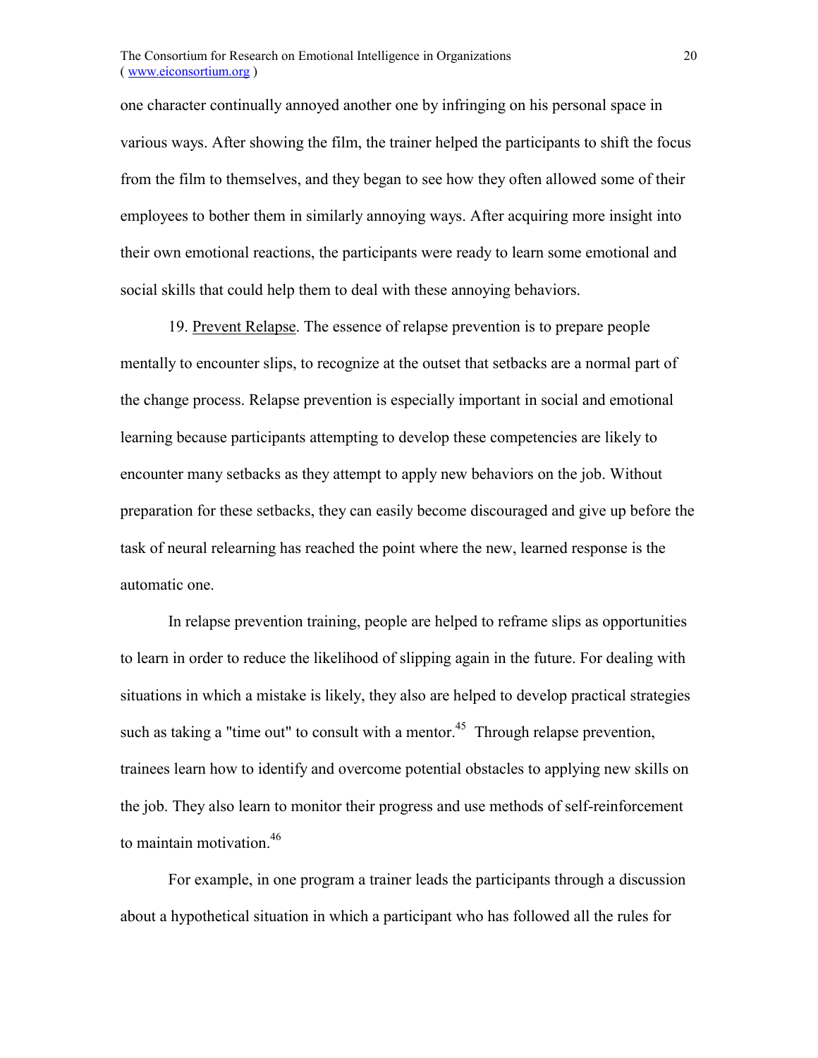one character continually annoyed another one by infringing on his personal space in various ways. After showing the film, the trainer helped the participants to shift the focus from the film to themselves, and they began to see how they often allowed some of their employees to bother them in similarly annoying ways. After acquiring more insight into their own emotional reactions, the participants were ready to learn some emotional and social skills that could help them to deal with these annoying behaviors.

19. Prevent Relapse. The essence of relapse prevention is to prepare people mentally to encounter slips, to recognize at the outset that setbacks are a normal part of the change process. Relapse prevention is especially important in social and emotional learning because participants attempting to develop these competencies are likely to encounter many setbacks as they attempt to apply new behaviors on the job. Without preparation for these setbacks, they can easily become discouraged and give up before the task of neural relearning has reached the point where the new, learned response is the automatic one.

In relapse prevention training, people are helped to reframe slips as opportunities to learn in order to reduce the likelihood of slipping again in the future. For dealing with situations in which a mistake is likely, they also are helped to develop practical strategies such as taking a "time out" to consult with a mentor.[45] Through relapse prevention, trainees learn how to identify and overcome potential obstacles to applying new skills on the job. They also learn to monitor their progress and use methods of self-reinforcement to maintain motivation.[46]

For example, in one program a trainer leads the participants through a discussion about a hypothetical situation in which a participant who has followed all the rules for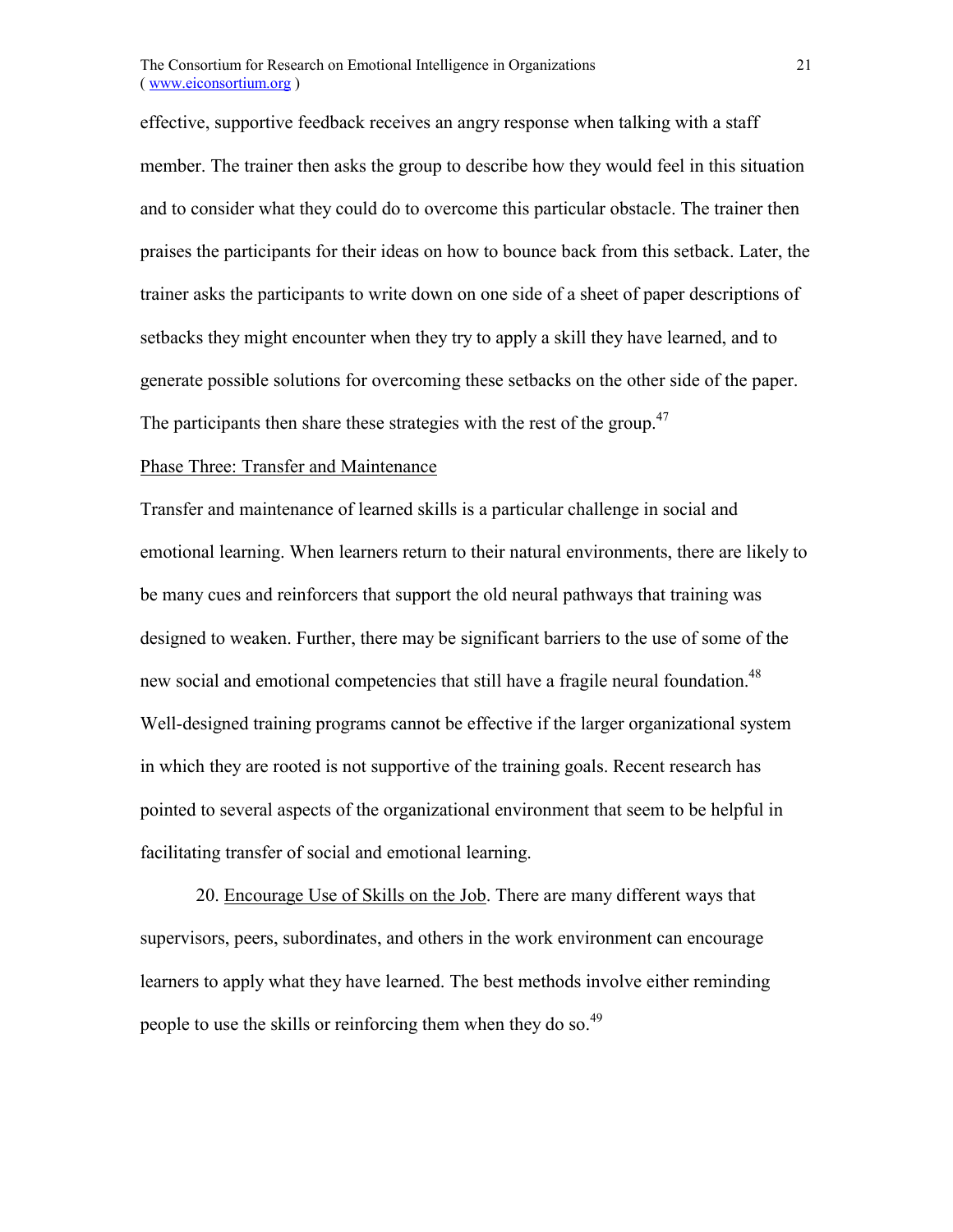effective, supportive feedback receives an angry response when talking with a staff member. The trainer then asks the group to describe how they would feel in this situation and to consider what they could do to overcome this particular obstacle. The trainer then praises the participants for their ideas on how to bounce back from this setback. Later, the trainer asks the participants to write down on one side of a sheet of paper descriptions of setbacks they might encounter when they try to apply a skill they have learned, and to generate possible solutions for overcoming these setbacks on the other side of the paper. The participants then share these strategies with the rest of the group.[47]

## Phase Three: Transfer and Maintenance

Transfer and maintenance of learned skills is a particular challenge in social and emotional learning. When learners return to their natural environments, there are likely to be many cues and reinforcers that support the old neural pathways that training was designed to weaken. Further, there may be significant barriers to the use of some of the new social and emotional competencies that still have a fragile neural foundation.[48] Well-designed training programs cannot be effective if the larger organizational system in which they are rooted is not supportive of the training goals. Recent research has pointed to several aspects of the organizational environment that seem to be helpful in facilitating transfer of social and emotional learning.

20. Encourage Use of Skills on the Job. There are many different ways that supervisors, peers, subordinates, and others in the work environment can encourage learners to apply what they have learned. The best methods involve either reminding people to use the skills or reinforcing them when they do so.[49]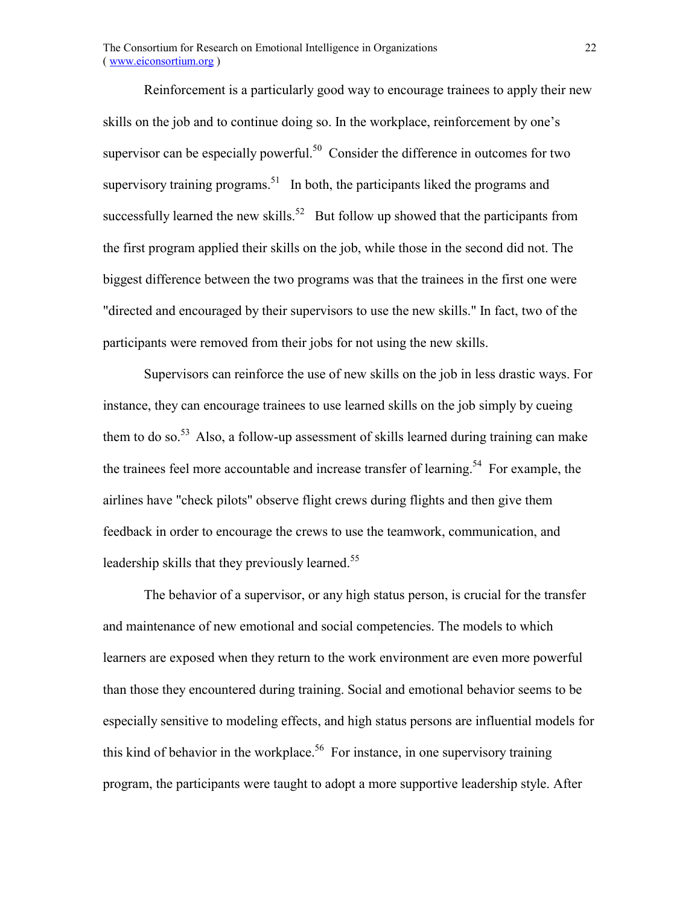Reinforcement is a particularly good way to encourage trainees to apply their new skills on the job and to continue doing so. In the workplace, reinforcement by one's supervisor can be especially powerful.[50] Consider the difference in outcomes for two supervisory training programs.[51] In both, the participants liked the programs and successfully learned the new skills.[52] But follow up showed that the participants from the first program applied their skills on the job, while those in the second did not. The biggest difference between the two programs was that the trainees in the first one were "directed and encouraged by their supervisors to use the new skills." In fact, two of the participants were removed from their jobs for not using the new skills.

Supervisors can reinforce the use of new skills on the job in less drastic ways. For instance, they can encourage trainees to use learned skills on the job simply by cueing them to do so.[53] Also, a follow-up assessment of skills learned during training can make the trainees feel more accountable and increase transfer of learning.[54] For example, the airlines have "check pilots" observe flight crews during flights and then give them feedback in order to encourage the crews to use the teamwork, communication, and leadership skills that they previously learned.[55]

The behavior of a supervisor, or any high status person, is crucial for the transfer and maintenance of new emotional and social competencies. The models to which learners are exposed when they return to the work environment are even more powerful than those they encountered during training. Social and emotional behavior seems to be especially sensitive to modeling effects, and high status persons are influential models for this kind of behavior in the workplace.[56] For instance, in one supervisory training program, the participants were taught to adopt a more supportive leadership style. After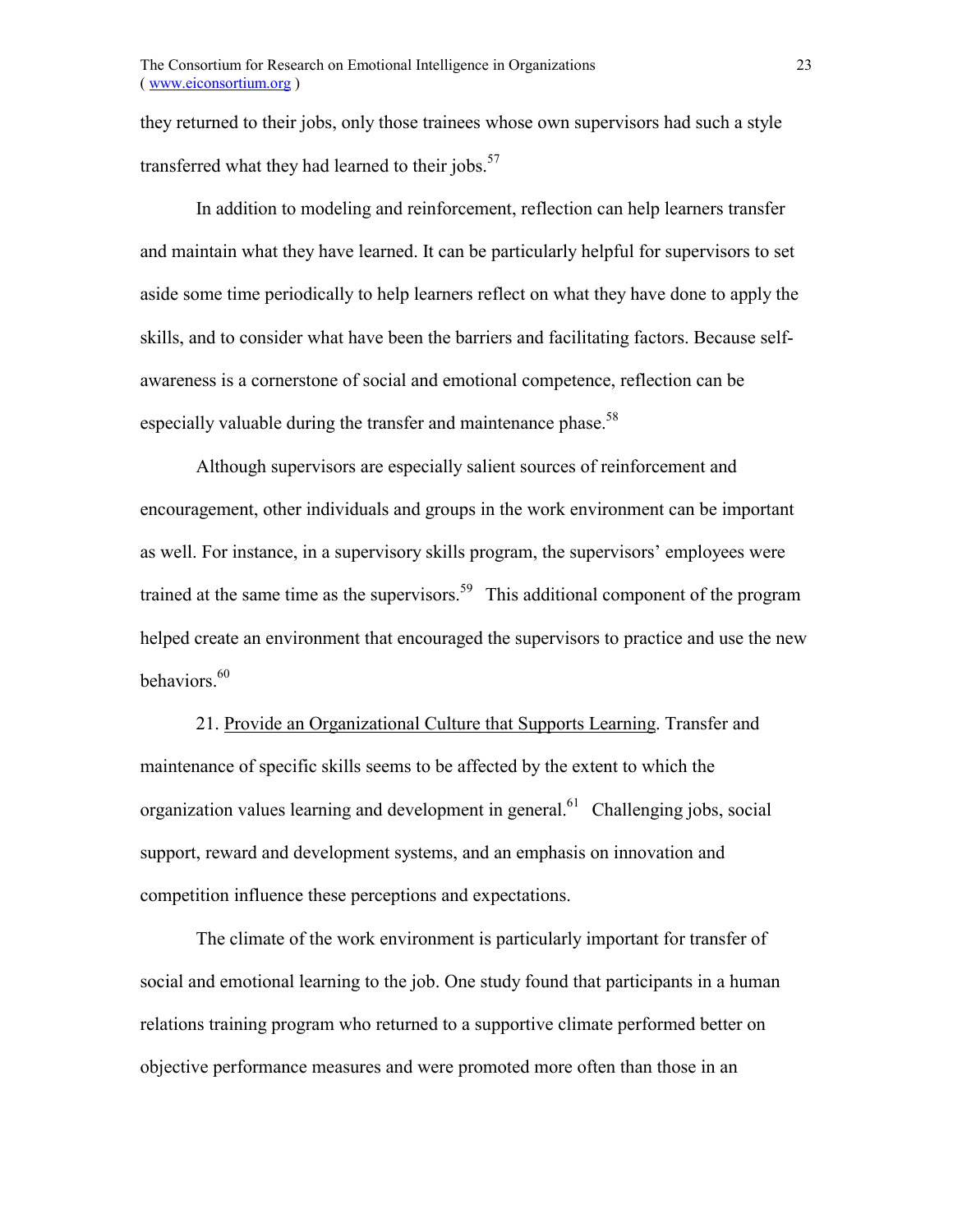they returned to their jobs, only those trainees whose own supervisors had such a style transferred what they had learned to their jobs.[57]

In addition to modeling and reinforcement, reflection can help learners transfer and maintain what they have learned. It can be particularly helpful for supervisors to set aside some time periodically to help learners reflect on what they have done to apply the skills, and to consider what have been the barriers and facilitating factors. Because self-awareness is a cornerstone of social and emotional competence, reflection can be especially valuable during the transfer and maintenance phase.[58]

Although supervisors are especially salient sources of reinforcement and encouragement, other individuals and groups in the work environment can be important as well. For instance, in a supervisory skills program, the supervisors' employees were trained at the same time as the supervisors.[59] This additional component of the program helped create an environment that encouraged the supervisors to practice and use the new behaviors.[60]

21. Provide an Organizational Culture that Supports Learning. Transfer and maintenance of specific skills seems to be affected by the extent to which the organization values learning and development in general.[61] Challenging jobs, social support, reward and development systems, and an emphasis on innovation and competition influence these perceptions and expectations.

The climate of the work environment is particularly important for transfer of social and emotional learning to the job. One study found that participants in a human relations training program who returned to a supportive climate performed better on objective performance measures and were promoted more often than those in an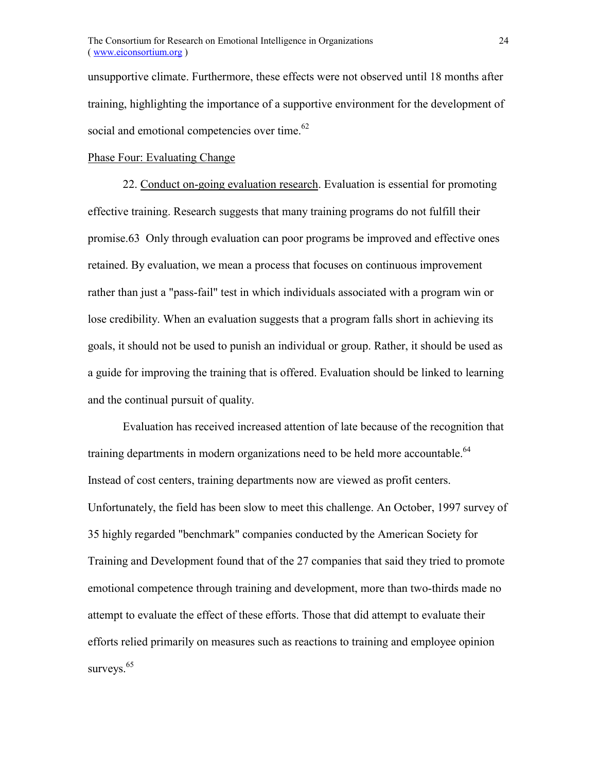unsupportive climate. Furthermore, these effects were not observed until 18 months after training, highlighting the importance of a supportive environment for the development of social and emotional competencies over time.[62]

Phase Four: Evaluating Change

22. Conduct on-going evaluation research. Evaluation is essential for promoting effective training. Research suggests that many training programs do not fulfill their promise.63 Only through evaluation can poor programs be improved and effective ones retained. By evaluation, we mean a process that focuses on continuous improvement rather than just a "pass-fail" test in which individuals associated with a program win or lose credibility. When an evaluation suggests that a program falls short in achieving its goals, it should not be used to punish an individual or group. Rather, it should be used as a guide for improving the training that is offered. Evaluation should be linked to learning and the continual pursuit of quality.

Evaluation has received increased attention of late because of the recognition that training departments in modern organizations need to be held more accountable.[64] Instead of cost centers, training departments now are viewed as profit centers. Unfortunately, the field has been slow to meet this challenge. An October, 1997 survey of 35 highly regarded "benchmark" companies conducted by the American Society for Training and Development found that of the 27 companies that said they tried to promote emotional competence through training and development, more than two-thirds made no attempt to evaluate the effect of these efforts. Those that did attempt to evaluate their efforts relied primarily on measures such as reactions to training and employee opinion surveys.[65]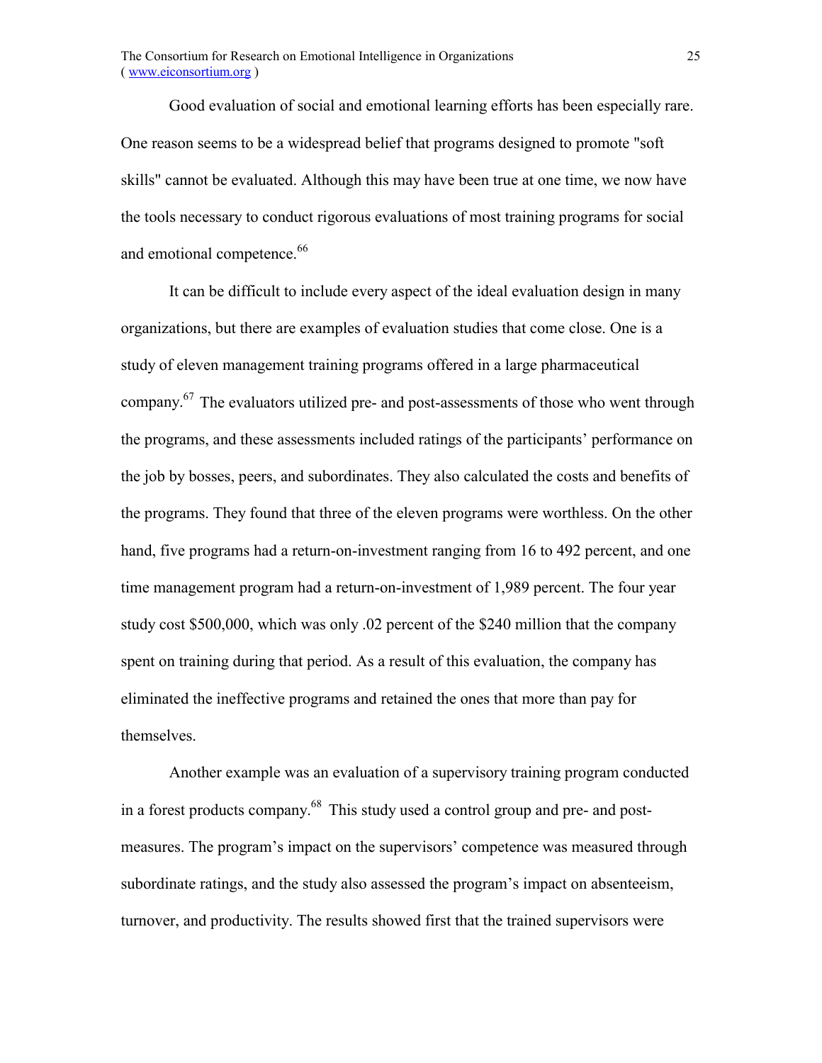Good evaluation of social and emotional learning efforts has been especially rare. One reason seems to be a widespread belief that programs designed to promote "soft skills" cannot be evaluated. Although this may have been true at one time, we now have the tools necessary to conduct rigorous evaluations of most training programs for social and emotional competence.[66]

It can be difficult to include every aspect of the ideal evaluation design in many organizations, but there are examples of evaluation studies that come close. One is a study of eleven management training programs offered in a large pharmaceutical company.[67] The evaluators utilized pre- and post-assessments of those who went through the programs, and these assessments included ratings of the participants' performance on the job by bosses, peers, and subordinates. They also calculated the costs and benefits of the programs. They found that three of the eleven programs were worthless. On the other hand, five programs had a return-on-investment ranging from 16 to 492 percent, and one time management program had a return-on-investment of 1,989 percent. The four year study cost $500,000, which was only .02 percent of the $240 million that the company spent on training during that period. As a result of this evaluation, the company has eliminated the ineffective programs and retained the ones that more than pay for themselves.

Another example was an evaluation of a supervisory training program conducted in a forest products company.[68] This study used a control group and pre- and post-measures. The program's impact on the supervisors' competence was measured through subordinate ratings, and the study also assessed the program's impact on absenteeism, turnover, and productivity. The results showed first that the trained supervisors were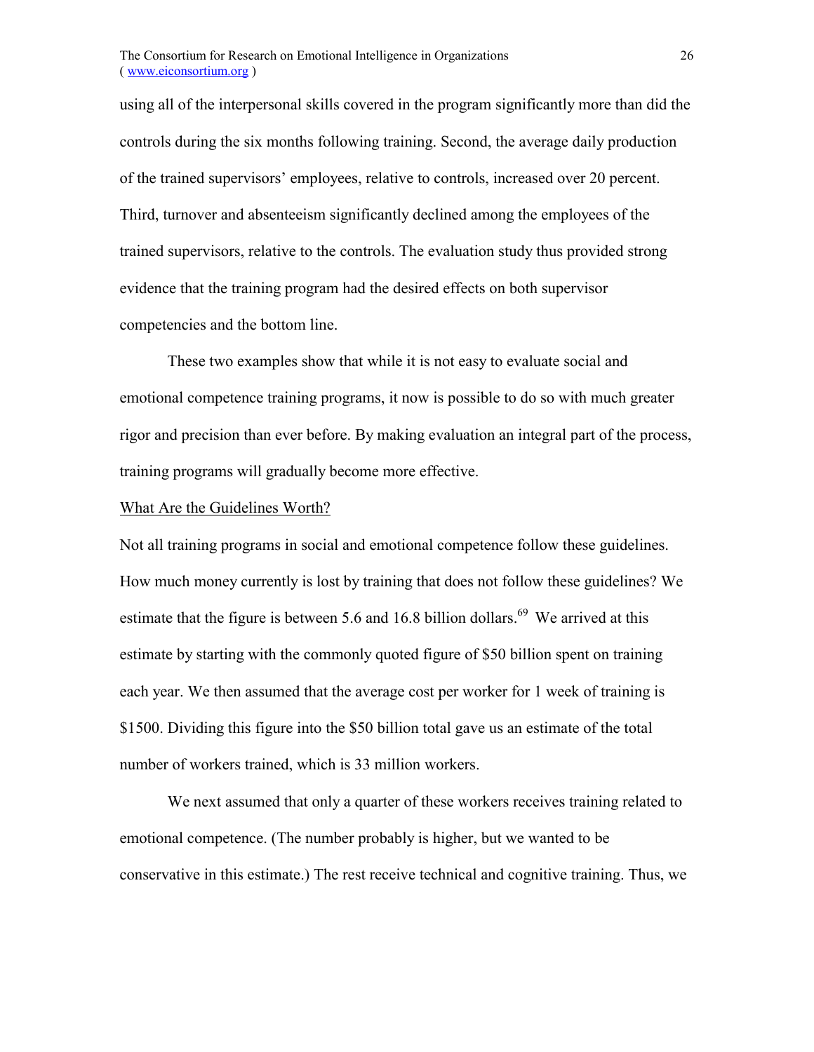using all of the interpersonal skills covered in the program significantly more than did the controls during the six months following training. Second, the average daily production of the trained supervisors' employees, relative to controls, increased over 20 percent. Third, turnover and absenteeism significantly declined among the employees of the trained supervisors, relative to the controls. The evaluation study thus provided strong evidence that the training program had the desired effects on both supervisor competencies and the bottom line.

These two examples show that while it is not easy to evaluate social and emotional competence training programs, it now is possible to do so with much greater rigor and precision than ever before. By making evaluation an integral part of the process, training programs will gradually become more effective.

## What Are the Guidelines Worth?

Not all training programs in social and emotional competence follow these guidelines. How much money currently is lost by training that does not follow these guidelines? We estimate that the figure is between 5.6 and 16.8 billion dollars.[69] We arrived at this estimate by starting with the commonly quoted figure of $50 billion spent on training each year. We then assumed that the average cost per worker for 1 week of training is $1500. Dividing this figure into the $50 billion total gave us an estimate of the total number of workers trained, which is 33 million workers.

We next assumed that only a quarter of these workers receives training related to emotional competence. (The number probably is higher, but we wanted to be conservative in this estimate.) The rest receive technical and cognitive training. Thus, we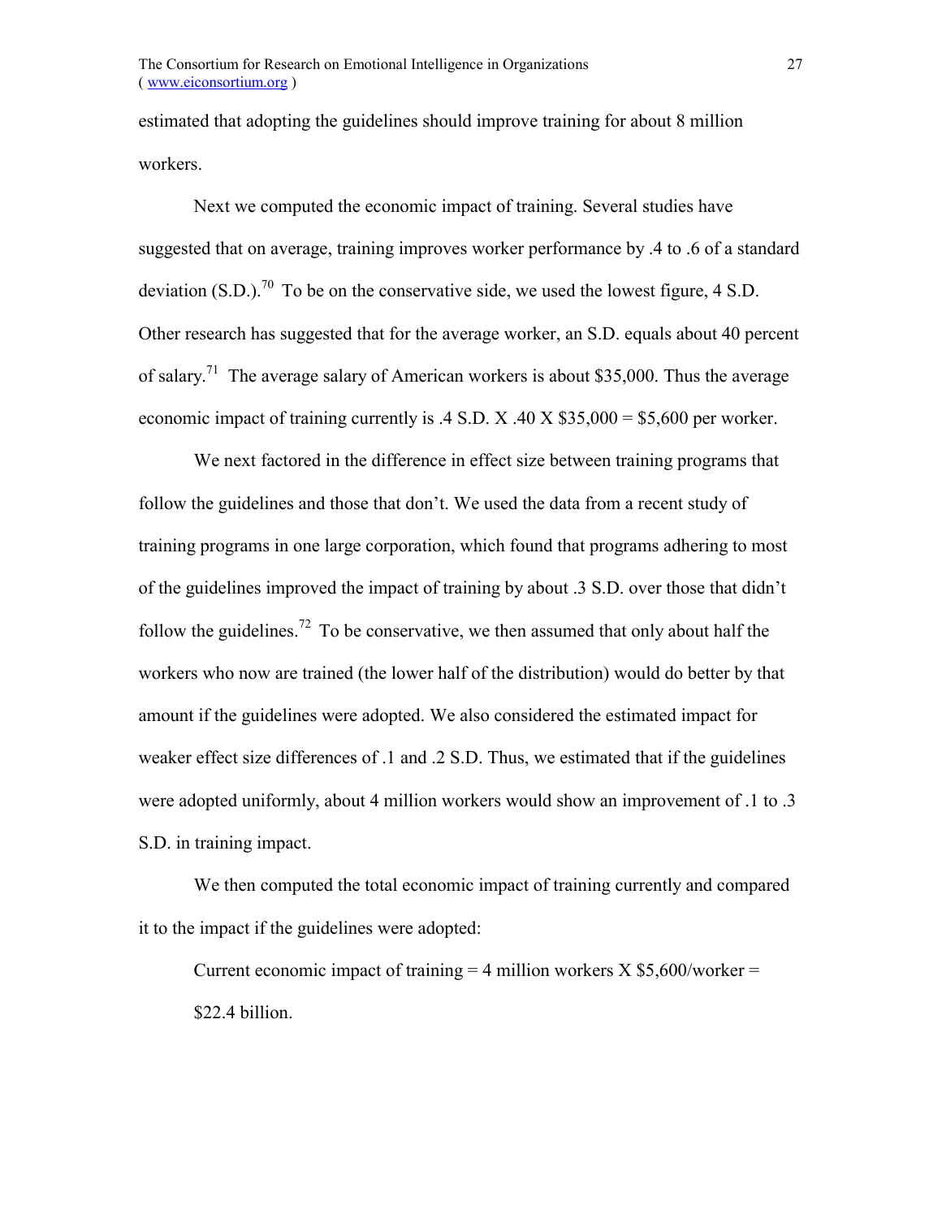estimated that adopting the guidelines should improve training for about 8 million workers.

Next we computed the economic impact of training. Several studies have suggested that on average, training improves worker performance by .4 to .6 of a standard deviation (S.D.).[70] To be on the conservative side, we used the lowest figure, 4 S.D. Other research has suggested that for the average worker, an S.D. equals about 40 percent of salary.[71] The average salary of American workers is about $35,000. Thus the average economic impact of training currently is .4 S.D. X .40 X $35,000 = $5,600 per worker.

We next factored in the difference in effect size between training programs that follow the guidelines and those that don't. We used the data from a recent study of training programs in one large corporation, which found that programs adhering to most of the guidelines improved the impact of training by about .3 S.D. over those that didn't follow the guidelines.[72] To be conservative, we then assumed that only about half the workers who now are trained (the lower half of the distribution) would do better by that amount if the guidelines were adopted. We also considered the estimated impact for weaker effect size differences of .1 and .2 S.D. Thus, we estimated that if the guidelines were adopted uniformly, about 4 million workers would show an improvement of .1 to .3 S.D. in training impact.

We then computed the total economic impact of training currently and compared it to the impact if the guidelines were adopted:

> Current economic impact of training = 4 million workers X $5,600/worker = $22.4 billion.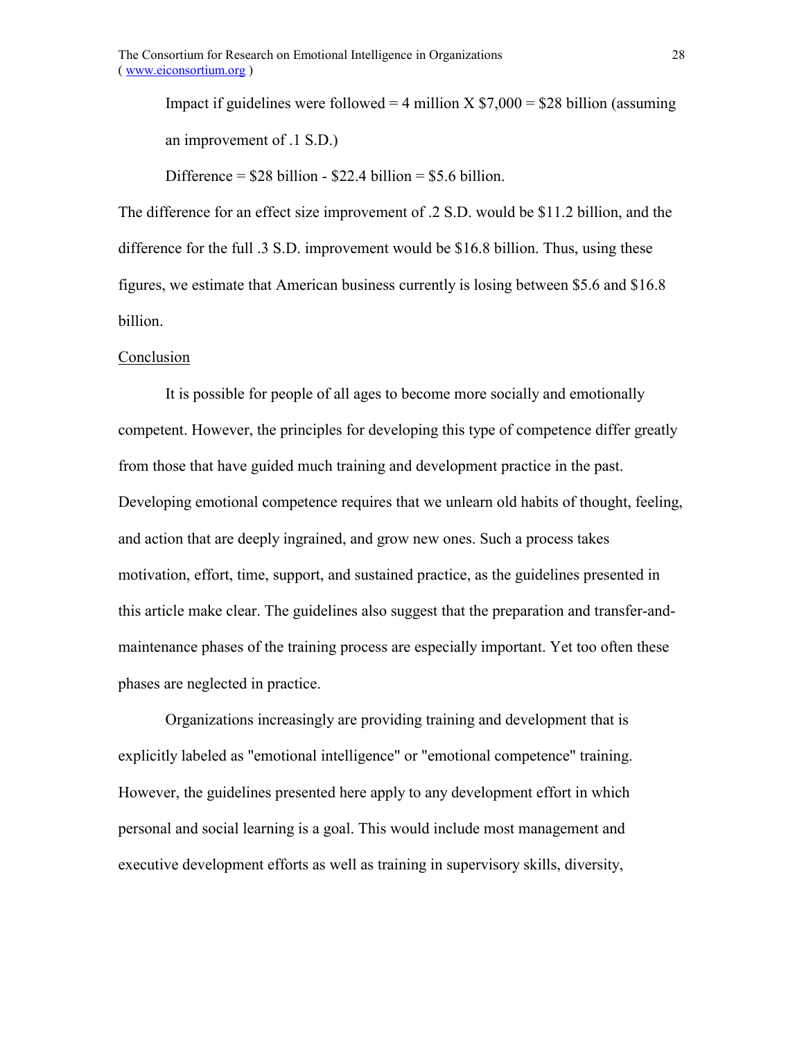Impact if guidelines were followed = 4 million X $7,000 = $28 billion (assuming an improvement of .1 S.D.)

Difference = $28 billion - $22.4 billion = $5.6 billion.

The difference for an effect size improvement of .2 S.D. would be $11.2 billion, and the difference for the full .3 S.D. improvement would be $16.8 billion. Thus, using these figures, we estimate that American business currently is losing between $5.6 and $16.8 billion.

## Conclusion

It is possible for people of all ages to become more socially and emotionally competent. However, the principles for developing this type of competence differ greatly from those that have guided much training and development practice in the past. Developing emotional competence requires that we unlearn old habits of thought, feeling, and action that are deeply ingrained, and grow new ones. Such a process takes motivation, effort, time, support, and sustained practice, as the guidelines presented in this article make clear. The guidelines also suggest that the preparation and transfer-and-maintenance phases of the training process are especially important. Yet too often these phases are neglected in practice.

Organizations increasingly are providing training and development that is explicitly labeled as "emotional intelligence" or "emotional competence" training. However, the guidelines presented here apply to any development effort in which personal and social learning is a goal. This would include most management and executive development efforts as well as training in supervisory skills, diversity,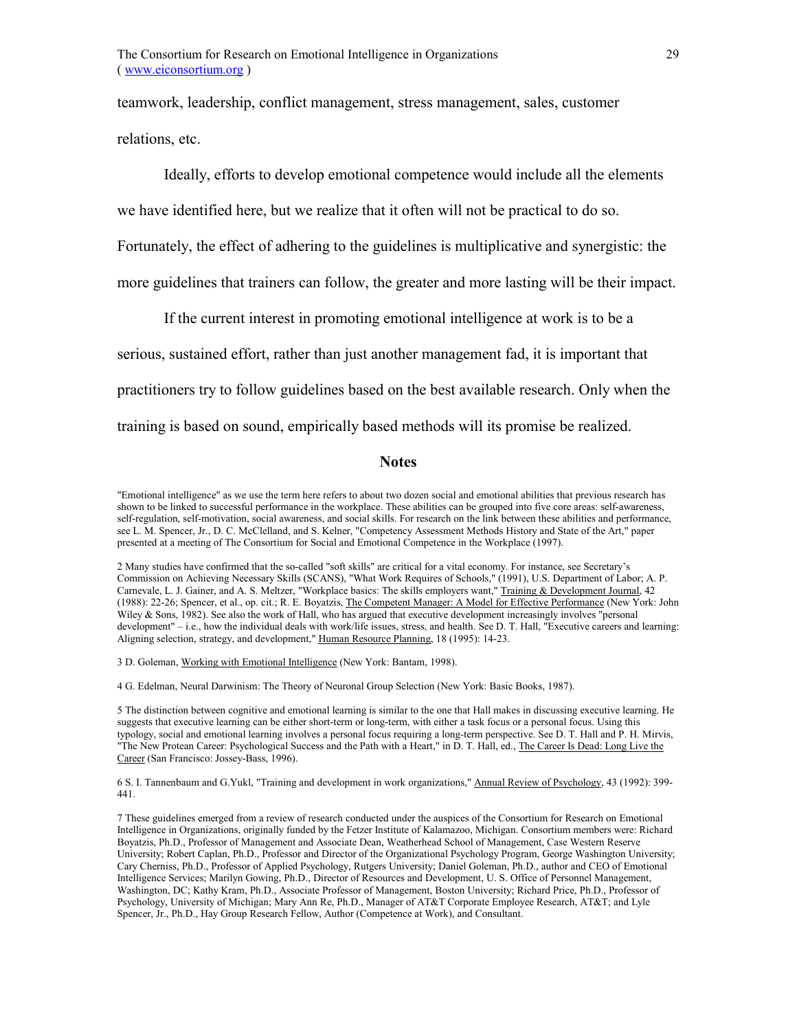teamwork, leadership, conflict management, stress management, sales, customer relations, etc.

Ideally, efforts to develop emotional competence would include all the elements we have identified here, but we realize that it often will not be practical to do so. Fortunately, the effect of adhering to the guidelines is multiplicative and synergistic: the more guidelines that trainers can follow, the greater and more lasting will be their impact.

If the current interest in promoting emotional intelligence at work is to be a serious, sustained effort, rather than just another management fad, it is important that practitioners try to follow guidelines based on the best available research. Only when the training is based on sound, empirically based methods will its promise be realized.

## Notes

"Emotional intelligence" as we use the term here refers to about two dozen social and emotional abilities that previous research has shown to be linked to successful performance in the workplace. These abilities can be grouped into five core areas: self-awareness, self-regulation, self-motivation, social awareness, and social skills. For research on the link between these abilities and performance, see L. M. Spencer, Jr., D. C. McClelland, and S. Kelner, "Competency Assessment Methods History and State of the Art," paper presented at a meeting of The Consortium for Social and Emotional Competence in the Workplace (1997).

2 Many studies have confirmed that the so-called "soft skills" are critical for a vital economy. For instance, see Secretary's Commission on Achieving Necessary Skills (SCANS), "What Work Requires of Schools," (1991), U.S. Department of Labor; A. P. Carnevale, L. J. Gainer, and A. S. Meltzer, "Workplace basics: The skills employers want," Training & Development Journal, 42 (1988): 22-26; Spencer, et al., op. cit.; R. E. Boyatzis, The Competent Manager: A Model for Effective Performance (New York: John Wiley & Sons, 1982). See also the work of Hall, who has argued that executive development increasingly involves "personal development" – i.e., how the individual deals with work/life issues, stress, and health. See D. T. Hall, "Executive careers and learning: Aligning selection, strategy, and development," Human Resource Planning, 18 (1995): 14-23.

3 D. Goleman, Working with Emotional Intelligence (New York: Bantam, 1998).

4 G. Edelman, Neural Darwinism: The Theory of Neuronal Group Selection (New York: Basic Books, 1987).

5 The distinction between cognitive and emotional learning is similar to the one that Hall makes in discussing executive learning. He suggests that executive learning can be either short-term or long-term, with either a task focus or a personal focus. Using this typology, social and emotional learning involves a personal focus requiring a long-term perspective. See D. T. Hall and P. H. Mirvis, "The New Protean Career: Psychological Success and the Path with a Heart," in D. T. Hall, ed., The Career Is Dead: Long Live the Career (San Francisco: Jossey-Bass, 1996).

6 S. I. Tannenbaum and G.Yukl, "Training and development in work organizations," Annual Review of Psychology, 43 (1992): 399-441.

7 These guidelines emerged from a review of research conducted under the auspices of the Consortium for Research on Emotional Intelligence in Organizations, originally funded by the Fetzer Institute of Kalamazoo, Michigan. Consortium members were: Richard Boyatzis, Ph.D., Professor of Management and Associate Dean, Weatherhead School of Management, Case Western Reserve University; Robert Caplan, Ph.D., Professor and Director of the Organizational Psychology Program, George Washington University; Cary Cherniss, Ph.D., Professor of Applied Psychology, Rutgers University; Daniel Goleman, Ph.D., author and CEO of Emotional Intelligence Services; Marilyn Gowing, Ph.D., Director of Resources and Development, U. S. Office of Personnel Management, Washington, DC; Kathy Kram, Ph.D., Associate Professor of Management, Boston University; Richard Price, Ph.D., Professor of Psychology, University of Michigan; Mary Ann Re, Ph.D., Manager of AT&T Corporate Employee Research, AT&T; and Lyle Spencer, Jr., Ph.D., Hay Group Research Fellow, Author (Competence at Work), and Consultant.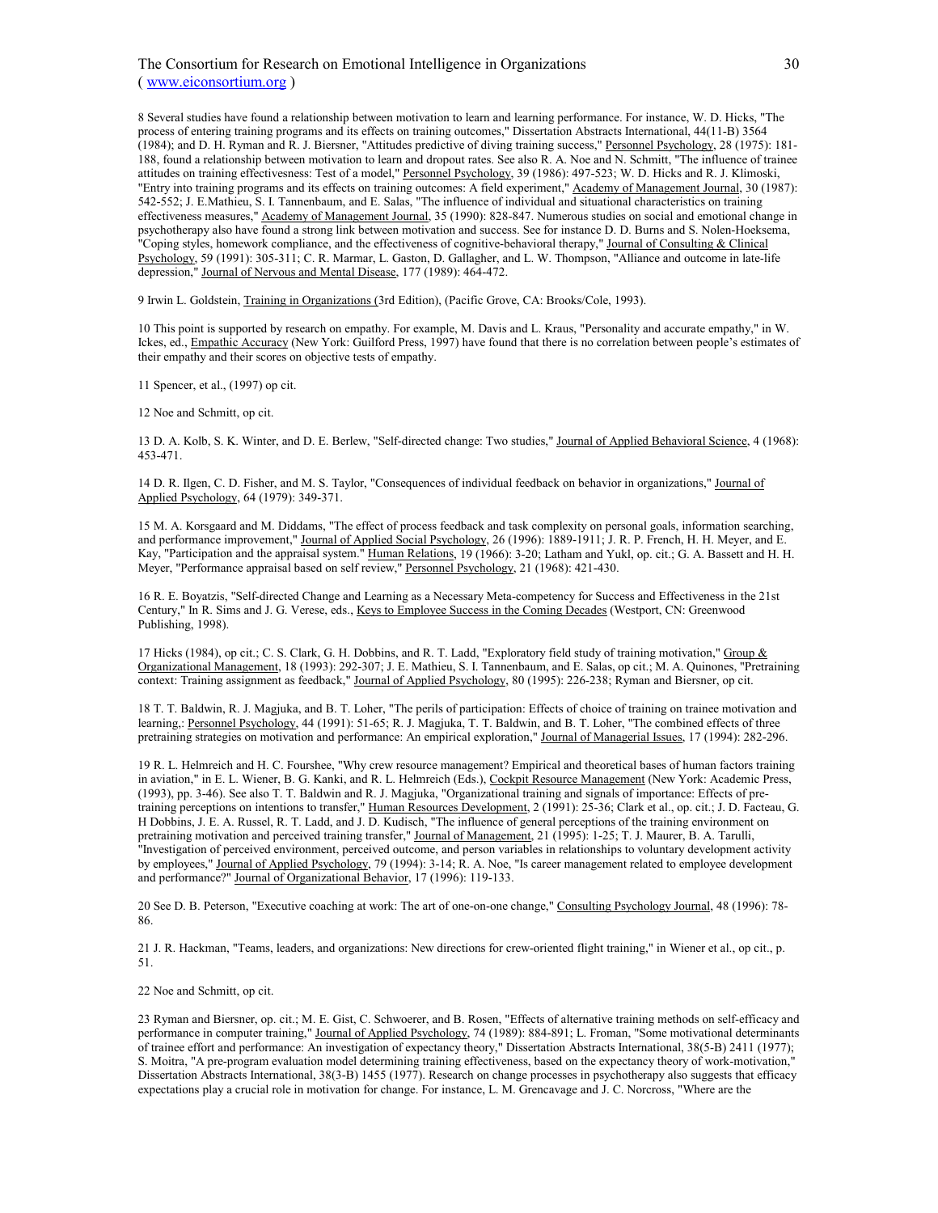8 Several studies have found a relationship between motivation to learn and learning performance. For instance, W. D. Hicks, "The process of entering training programs and its effects on training outcomes," Dissertation Abstracts International, 44(11-B) 3564 (1984); and D. H. Ryman and R. J. Biersner, "Attitudes predictive of diving training success," Personnel Psychology, 28 (1975): 181-188, found a relationship between motivation to learn and dropout rates. See also R. A. Noe and N. Schmitt, "The influence of trainee attitudes on training effectivesness: Test of a model," Personnel Psychology, 39 (1986): 497-523; W. D. Hicks and R. J. Klimoski, "Entry into training programs and its effects on training outcomes: A field experiment," Academy of Management Journal, 30 (1987): 542-552; J. E.Mathieu, S. I. Tannenbaum, and E. Salas, "The influence of individual and situational characteristics on training effectiveness measures," Academy of Management Journal, 35 (1990): 828-847. Numerous studies on social and emotional change in psychotherapy also have found a strong link between motivation and success. See for instance D. D. Burns and S. Nolen-Hoeksema, "Coping styles, homework compliance, and the effectiveness of cognitive-behavioral therapy," Journal of Consulting & Clinical Psychology, 59 (1991): 305-311; C. R. Marmar, L. Gaston, D. Gallagher, and L. W. Thompson, "Alliance and outcome in late-life depression," Journal of Nervous and Mental Disease, 177 (1989): 464-472.

9 Irwin L. Goldstein, Training in Organizations (3rd Edition), (Pacific Grove, CA: Brooks/Cole, 1993).

10 This point is supported by research on empathy. For example, M. Davis and L. Kraus, "Personality and accurate empathy," in W. Ickes, ed., Empathic Accuracy (New York: Guilford Press, 1997) have found that there is no correlation between people's estimates of their empathy and their scores on objective tests of empathy.

11 Spencer, et al., (1997) op cit.

12 Noe and Schmitt, op cit.

13 D. A. Kolb, S. K. Winter, and D. E. Berlew, "Self-directed change: Two studies," Journal of Applied Behavioral Science, 4 (1968): 453-471.

14 D. R. Ilgen, C. D. Fisher, and M. S. Taylor, "Consequences of individual feedback on behavior in organizations," Journal of Applied Psychology, 64 (1979): 349-371.

15 M. A. Korsgaard and M. Diddams, "The effect of process feedback and task complexity on personal goals, information searching, and performance improvement," Journal of Applied Social Psychology, 26 (1996): 1889-1911; J. R. P. French, H. H. Meyer, and E. Kay, "Participation and the appraisal system." Human Relations, 19 (1966): 3-20; Latham and Yukl, op. cit.; G. A. Bassett and H. H. Meyer, "Performance appraisal based on self review," Personnel Psychology, 21 (1968): 421-430.

16 R. E. Boyatzis, "Self-directed Change and Learning as a Necessary Meta-competency for Success and Effectiveness in the 21st Century," In R. Sims and J. G. Verese, eds., Keys to Employee Success in the Coming Decades (Westport, CN: Greenwood Publishing, 1998).

17 Hicks (1984), op cit.; C. S. Clark, G. H. Dobbins, and R. T. Ladd, "Exploratory field study of training motivation," Group & Organizational Management, 18 (1993): 292-307; J. E. Mathieu, S. I. Tannenbaum, and E. Salas, op cit.; M. A. Quinones, "Pretraining context: Training assignment as feedback," Journal of Applied Psychology, 80 (1995): 226-238; Ryman and Biersner, op cit.

18 T. T. Baldwin, R. J. Magjuka, and B. T. Loher, "The perils of participation: Effects of choice of training on trainee motivation and learning,: Personnel Psychology, 44 (1991): 51-65; R. J. Magjuka, T. T. Baldwin, and B. T. Loher, "The combined effects of three pretraining strategies on motivation and performance: An empirical exploration," Journal of Managerial Issues, 17 (1994): 282-296.

19 R. L. Helmreich and H. C. Fourshee, "Why crew resource management? Empirical and theoretical bases of human factors training in aviation," in E. L. Wiener, B. G. Kanki, and R. L. Helmreich (Eds.), Cockpit Resource Management (New York: Academic Press, (1993), pp. 3-46). See also T. T. Baldwin and R. J. Magjuka, "Organizational training and signals of importance: Effects of pre-training perceptions on intentions to transfer," Human Resources Development, 2 (1991): 25-36; Clark et al., op. cit.; J. D. Facteau, G. H Dobbins, J. E. A. Russel, R. T. Ladd, and J. D. Kudisch, "The influence of general perceptions of the training environment on pretraining motivation and perceived training transfer," Journal of Management, 21 (1995): 1-25; T. J. Maurer, B. A. Tarulli, "Investigation of perceived environment, perceived outcome, and person variables in relationships to voluntary development activity by employees," Journal of Applied Psychology, 79 (1994): 3-14; R. A. Noe, "Is career management related to employee development and performance?" Journal of Organizational Behavior, 17 (1996): 119-133.

20 See D. B. Peterson, "Executive coaching at work: The art of one-on-one change," Consulting Psychology Journal, 48 (1996): 78-86.

21 J. R. Hackman, "Teams, leaders, and organizations: New directions for crew-oriented flight training," in Wiener et al., op cit., p. 51.

22 Noe and Schmitt, op cit.

23 Ryman and Biersner, op. cit.; M. E. Gist, C. Schwoerer, and B. Rosen, "Effects of alternative training methods on self-efficacy and performance in computer training," Journal of Applied Psychology, 74 (1989): 884-891; L. Froman, "Some motivational determinants of trainee effort and performance: An investigation of expectancy theory," Dissertation Abstracts International, 38(5-B) 2411 (1977); S. Moitra, "A pre-program evaluation model determining training effectiveness, based on the expectancy theory of work-motivation," Dissertation Abstracts International, 38(3-B) 1455 (1977). Research on change processes in psychotherapy also suggests that efficacy expectations play a crucial role in motivation for change. For instance, L. M. Grencavage and J. C. Norcross, "Where are the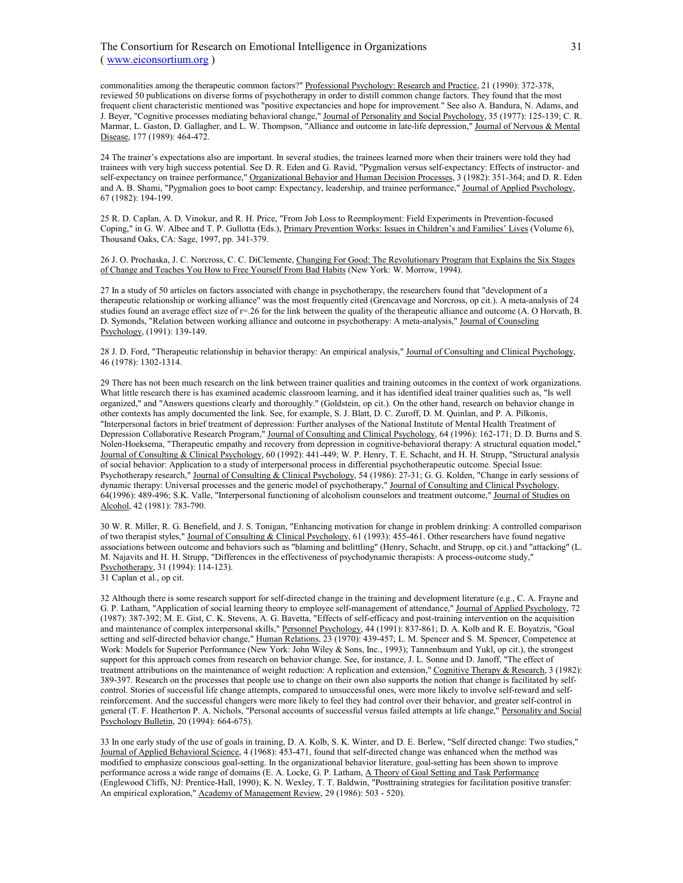commonalities among the therapeutic common factors?" Professional Psychology: Research and Practice, 21 (1990): 372-378, reviewed 50 publications on diverse forms of psychotherapy in order to distill common change factors. They found that the most frequent client characteristic mentioned was "positive expectancies and hope for improvement." See also A. Bandura, N. Adams, and J. Beyer, "Cognitive processes mediating behavioral change," Journal of Personality and Social Psychology, 35 (1977): 125-139; C. R. Marmar, L. Gaston, D. Gallagher, and L. W. Thompson, "Alliance and outcome in late-life depression," Journal of Nervous & Mental Disease, 177 (1989): 464-472.

24 The trainer's expectations also are important. In several studies, the trainees learned more when their trainers were told they had trainees with very high success potential. See D. R. Eden and G. Ravid, "Pygmalion versus self-expectancy: Effects of instructor- and self-expectancy on trainee performance," Organizational Behavior and Human Decision Processes, 3 (1982): 351-364; and D. R. Eden and A. B. Shami, "Pygmalion goes to boot camp: Expectancy, leadership, and trainee performance," Journal of Applied Psychology, 67 (1982): 194-199.

25 R. D. Caplan, A. D. Vinokur, and R. H. Price, "From Job Loss to Reemployment: Field Experiments in Prevention-focused Coping," in G. W. Albee and T. P. Gullotta (Eds.), Primary Prevention Works: Issues in Children's and Families' Lives (Volume 6), Thousand Oaks, CA: Sage, 1997, pp. 341-379.

26 J. O. Prochaska, J. C. Norcross, C. C. DiClemente, Changing For Good: The Revolutionary Program that Explains the Six Stages of Change and Teaches You How to Free Yourself From Bad Habits (New York: W. Morrow, 1994).

27 In a study of 50 articles on factors associated with change in psychotherapy, the researchers found that "development of a therapeutic relationship or working alliance" was the most frequently cited (Grencavage and Norcross, op cit.). A meta-analysis of 24 studies found an average effect size of r=.26 for the link between the quality of the therapeutic alliance and outcome (A. O Horvath, B. D. Symonds, "Relation between working alliance and outcome in psychotherapy: A meta-analysis," Journal of Counseling Psychology, (1991): 139-149.

28 J. D. Ford, "Therapeutic relationship in behavior therapy: An empirical analysis," Journal of Consulting and Clinical Psychology, 46 (1978): 1302-1314.

29 There has not been much research on the link between trainer qualities and training outcomes in the context of work organizations. What little research there is has examined academic classroom learning, and it has identified ideal trainer qualities such as, "Is well organized," and "Answers questions clearly and thoroughly." (Goldstein, op cit.). On the other hand, research on behavior change in other contexts has amply documented the link. See, for example, S. J. Blatt, D. C. Zuroff, D. M. Quinlan, and P. A. Pilkonis, "Interpersonal factors in brief treatment of depression: Further analyses of the National Institute of Mental Health Treatment of Depression Collaborative Research Program," Journal of Consulting and Clinical Psychology, 64 (1996): 162-171; D. D. Burns and S. Nolen-Hoeksema, "Therapeutic empathy and recovery from depression in cognitive-behavioral therapy: A structural equation model," Journal of Consulting & Clinical Psychology, 60 (1992): 441-449; W. P. Henry, T. E. Schacht, and H. H. Strupp, "Structural analysis of social behavior: Application to a study of interpersonal process in differential psychotherapeutic outcome. Special Issue: Psychotherapy research," Journal of Consulting & Clinical Psychology, 54 (1986): 27-31; G. G. Kolden, "Change in early sessions of dynamic therapy: Universal processes and the generic model of psychotherapy," Journal of Consulting and Clinical Psychology, 64(1996): 489-496; S.K. Valle, "Interpersonal functioning of alcoholism counselors and treatment outcome," Journal of Studies on Alcohol, 42 (1981): 783-790.

30 W. R. Miller, R. G. Benefield, and J. S. Tonigan, "Enhancing motivation for change in problem drinking: A controlled comparison of two therapist styles," Journal of Consulting & Clinical Psychology, 61 (1993): 455-461. Other researchers have found negative associations between outcome and behaviors such as "blaming and belittling" (Henry, Schacht, and Strupp, op cit.) and "attacking" (L. M. Najavits and H. H. Strupp, "Differences in the effectiveness of psychodynamic therapists: A process-outcome study," Psychotherapy, 31 (1994): 114-123).

31 Caplan et al., op cit.

32 Although there is some research support for self-directed change in the training and development literature (e.g., C. A. Frayne and G. P. Latham, "Application of social learning theory to employee self-management of attendance," Journal of Applied Psychology, 72 (1987): 387-392; M. E. Gist, C. K. Stevens, A. G. Bavetta, "Effects of self-efficacy and post-training intervention on the acquisition and maintenance of complex interpersonal skills," Personnel Psychology, 44 (1991): 837-861; D. A. Kolb and R. E. Boyatzis, "Goal setting and self-directed behavior change," Human Relations, 23 (1970): 439-457; L. M. Spencer and S. M. Spencer, Competence at Work: Models for Superior Performance (New York: John Wiley & Sons, Inc., 1993); Tannenbaum and Yukl, op cit.), the strongest support for this approach comes from research on behavior change. See, for instance, J. L. Sonne and D. Janoff, "The effect of treatment attributions on the maintenance of weight reduction: A replication and extension," Cognitive Therapy & Research, 3 (1982): 389-397. Research on the processes that people use to change on their own also supports the notion that change is facilitated by self-control. Stories of successful life change attempts, compared to unsuccessful ones, were more likely to involve self-reward and self-reinforcement. And the successful changers were more likely to feel they had control over their behavior, and greater self-control in general (T. F. Heatherton P. A. Nichols, "Personal accounts of successful versus failed attempts at life change," Personality and Social Psychology Bulletin, 20 (1994): 664-675).

33 In one early study of the use of goals in training, D. A. Kolb, S. K. Winter, and D. E. Berlew, "Self directed change: Two studies," Journal of Applied Behavioral Science, 4 (1968): 453-471, found that self-directed change was enhanced when the method was modified to emphasize conscious goal-setting. In the organizational behavior literature, goal-setting has been shown to improve performance across a wide range of domains (E. A. Locke, G. P. Latham, A Theory of Goal Setting and Task Performance (Englewood Cliffs, NJ: Prentice-Hall, 1990); K. N. Wexley, T. T. Baldwin, "Posttraining strategies for facilitation positive transfer: An empirical exploration," Academy of Management Review, 29 (1986): 503 - 520).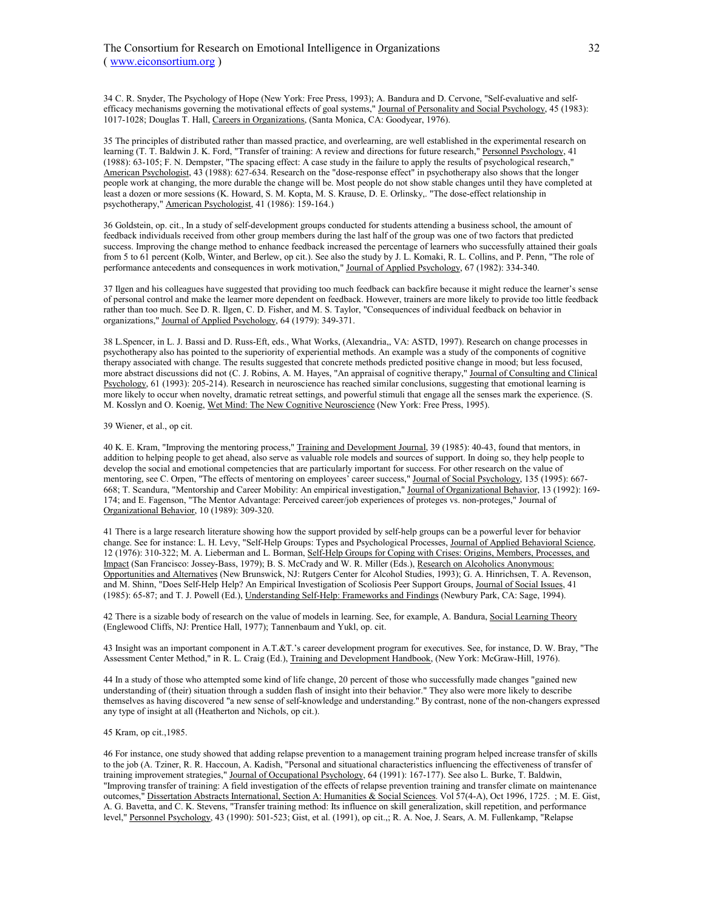34 C. R. Snyder, The Psychology of Hope (New York: Free Press, 1993); A. Bandura and D. Cervone, "Self-evaluative and self-efficacy mechanisms governing the motivational effects of goal systems," Journal of Personality and Social Psychology, 45 (1983): 1017-1028; Douglas T. Hall, Careers in Organizations, (Santa Monica, CA: Goodyear, 1976).

35 The principles of distributed rather than massed practice, and overlearning, are well established in the experimental research on learning (T. T. Baldwin J. K. Ford, "Transfer of training: A review and directions for future research," Personnel Psychology, 41 (1988): 63-105; F. N. Dempster, "The spacing effect: A case study in the failure to apply the results of psychological research," American Psychologist, 43 (1988): 627-634. Research on the "dose-response effect" in psychotherapy also shows that the longer people work at changing, the more durable the change will be. Most people do not show stable changes until they have completed at least a dozen or more sessions (K. Howard, S. M. Kopta, M. S. Krause, D. E. Orlinsky,. "The dose-effect relationship in psychotherapy," American Psychologist, 41 (1986): 159-164.)

36 Goldstein, op. cit., In a study of self-development groups conducted for students attending a business school, the amount of feedback individuals received from other group members during the last half of the group was one of two factors that predicted success. Improving the change method to enhance feedback increased the percentage of learners who successfully attained their goals from 5 to 61 percent (Kolb, Winter, and Berlew, op cit.). See also the study by J. L. Komaki, R. L. Collins, and P. Penn, "The role of performance antecedents and consequences in work motivation," Journal of Applied Psychology, 67 (1982): 334-340.

37 Ilgen and his colleagues have suggested that providing too much feedback can backfire because it might reduce the learner's sense of personal control and make the learner more dependent on feedback. However, trainers are more likely to provide too little feedback rather than too much. See D. R. Ilgen, C. D. Fisher, and M. S. Taylor, "Consequences of individual feedback on behavior in organizations," Journal of Applied Psychology, 64 (1979): 349-371.

38 L.Spencer, in L. J. Bassi and D. Russ-Eft, eds., What Works, (Alexandria,, VA: ASTD, 1997). Research on change processes in psychotherapy also has pointed to the superiority of experiential methods. An example was a study of the components of cognitive therapy associated with change. The results suggested that concrete methods predicted positive change in mood; but less focused, more abstract discussions did not (C. J. Robins, A. M. Hayes, "An appraisal of cognitive therapy," Journal of Consulting and Clinical Psychology, 61 (1993): 205-214). Research in neuroscience has reached similar conclusions, suggesting that emotional learning is more likely to occur when novelty, dramatic retreat settings, and powerful stimuli that engage all the senses mark the experience. (S. M. Kosslyn and O. Koenig, Wet Mind: The New Cognitive Neuroscience (New York: Free Press, 1995).

39 Wiener, et al., op cit.

40 K. E. Kram, "Improving the mentoring process," Training and Development Journal, 39 (1985): 40-43, found that mentors, in addition to helping people to get ahead, also serve as valuable role models and sources of support. In doing so, they help people to develop the social and emotional competencies that are particularly important for success. For other research on the value of mentoring, see C. Orpen, "The effects of mentoring on employees' career success," Journal of Social Psychology, 135 (1995): 667-668; T. Scandura, "Mentorship and Career Mobility: An empirical investigation," Journal of Organizational Behavior, 13 (1992): 169-174; and E. Fagenson, "The Mentor Advantage: Perceived career/job experiences of proteges vs. non-proteges," Journal of Organizational Behavior, 10 (1989): 309-320.

41 There is a large research literature showing how the support provided by self-help groups can be a powerful lever for behavior change. See for instance: L. H. Levy, "Self-Help Groups: Types and Psychological Processes, Journal of Applied Behavioral Science, 12 (1976): 310-322; M. A. Lieberman and L. Borman, Self-Help Groups for Coping with Crises: Origins, Members, Processes, and Impact (San Francisco: Jossey-Bass, 1979); B. S. McCrady and W. R. Miller (Eds.), Research on Alcoholics Anonymous: Opportunities and Alternatives (New Brunswick, NJ: Rutgers Center for Alcohol Studies, 1993); G. A. Hinrichsen, T. A. Revenson, and M. Shinn, "Does Self-Help Help? An Empirical Investigation of Scoliosis Peer Support Groups, Journal of Social Issues, 41 (1985): 65-87; and T. J. Powell (Ed.), Understanding Self-Help: Frameworks and Findings (Newbury Park, CA: Sage, 1994).

42 There is a sizable body of research on the value of models in learning. See, for example, A. Bandura, Social Learning Theory (Englewood Cliffs, NJ: Prentice Hall, 1977); Tannenbaum and Yukl, op. cit.

43 Insight was an important component in A.T.&T.'s career development program for executives. See, for instance, D. W. Bray, "The Assessment Center Method," in R. L. Craig (Ed.), Training and Development Handbook, (New York: McGraw-Hill, 1976).

44 In a study of those who attempted some kind of life change, 20 percent of those who successfully made changes "gained new understanding of (their) situation through a sudden flash of insight into their behavior." They also were more likely to describe themselves as having discovered "a new sense of self-knowledge and understanding." By contrast, none of the non-changers expressed any type of insight at all (Heatherton and Nichols, op cit.).

45 Kram, op cit.,1985.

46 For instance, one study showed that adding relapse prevention to a management training program helped increase transfer of skills to the job (A. Tziner, R. R. Haccoun, A. Kadish, "Personal and situational characteristics influencing the effectiveness of transfer of training improvement strategies," Journal of Occupational Psychology, 64 (1991): 167-177). See also L. Burke, T. Baldwin, "Improving transfer of training: A field investigation of the effects of relapse prevention training and transfer climate on maintenance outcomes," Dissertation Abstracts International, Section A: Humanities & Social Sciences. Vol 57(4-A), Oct 1996, 1725. ; M. E. Gist, A. G. Bavetta, and C. K. Stevens, "Transfer training method: Its influence on skill generalization, skill repetition, and performance level," Personnel Psychology, 43 (1990): 501-523; Gist, et al. (1991), op cit.,; R. A. Noe, J. Sears, A. M. Fullenkamp, "Relapse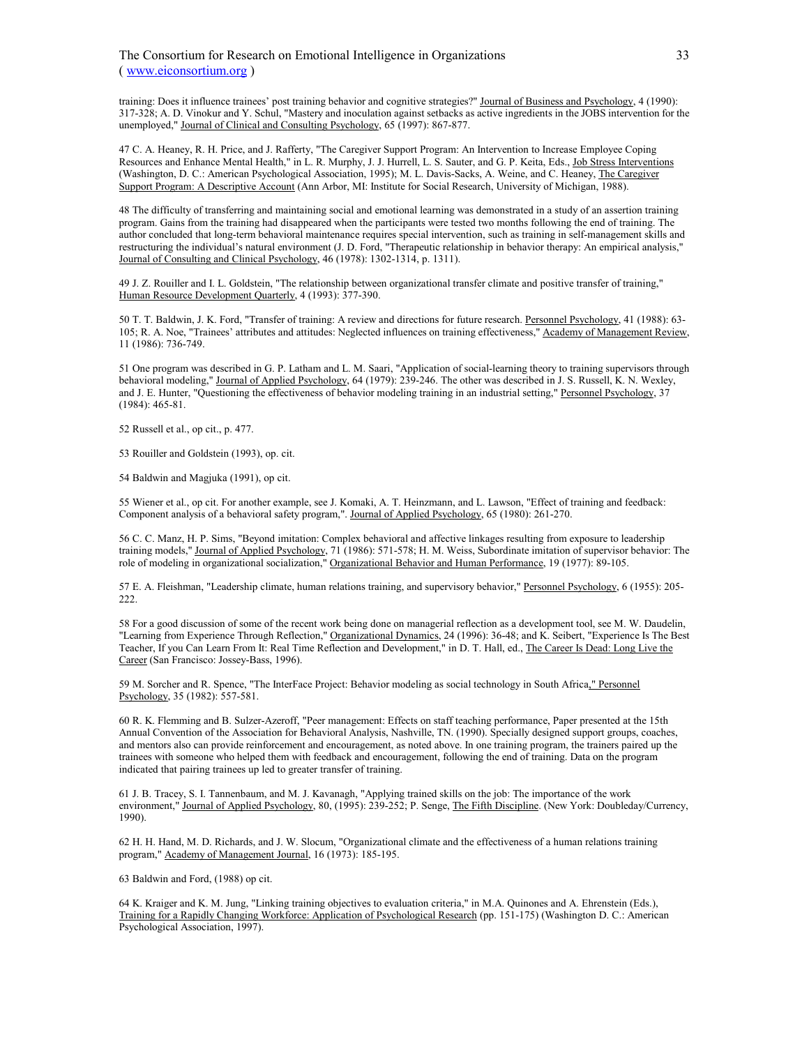training: Does it influence trainees' post training behavior and cognitive strategies?" Journal of Business and Psychology, 4 (1990): 317-328; A. D. Vinokur and Y. Schul, "Mastery and inoculation against setbacks as active ingredients in the JOBS intervention for the unemployed," Journal of Clinical and Consulting Psychology, 65 (1997): 867-877.

47 C. A. Heaney, R. H. Price, and J. Rafferty, "The Caregiver Support Program: An Intervention to Increase Employee Coping Resources and Enhance Mental Health," in L. R. Murphy, J. J. Hurrell, L. S. Sauter, and G. P. Keita, Eds., Job Stress Interventions (Washington, D. C.: American Psychological Association, 1995); M. L. Davis-Sacks, A. Weine, and C. Heaney, The Caregiver Support Program: A Descriptive Account (Ann Arbor, MI: Institute for Social Research, University of Michigan, 1988).

48 The difficulty of transferring and maintaining social and emotional learning was demonstrated in a study of an assertion training program. Gains from the training had disappeared when the participants were tested two months following the end of training. The author concluded that long-term behavioral maintenance requires special intervention, such as training in self-management skills and restructuring the individual's natural environment (J. D. Ford, "Therapeutic relationship in behavior therapy: An empirical analysis," Journal of Consulting and Clinical Psychology, 46 (1978): 1302-1314, p. 1311).

49 J. Z. Rouiller and I. L. Goldstein, "The relationship between organizational transfer climate and positive transfer of training," Human Resource Development Quarterly, 4 (1993): 377-390.

50 T. T. Baldwin, J. K. Ford, "Transfer of training: A review and directions for future research. Personnel Psychology, 41 (1988): 63-105; R. A. Noe, "Trainees' attributes and attitudes: Neglected influences on training effectiveness," Academy of Management Review, 11 (1986): 736-749.

51 One program was described in G. P. Latham and L. M. Saari, "Application of social-learning theory to training supervisors through behavioral modeling," Journal of Applied Psychology, 64 (1979): 239-246. The other was described in J. S. Russell, K. N. Wexley, and J. E. Hunter, "Questioning the effectiveness of behavior modeling training in an industrial setting," Personnel Psychology, 37 (1984): 465-81.

52 Russell et al., op cit., p. 477.

53 Rouiller and Goldstein (1993), op. cit.

54 Baldwin and Magjuka (1991), op cit.

55 Wiener et al., op cit. For another example, see J. Komaki, A. T. Heinzmann, and L. Lawson, "Effect of training and feedback: Component analysis of a behavioral safety program,". Journal of Applied Psychology, 65 (1980): 261-270.

56 C. C. Manz, H. P. Sims, "Beyond imitation: Complex behavioral and affective linkages resulting from exposure to leadership training models," Journal of Applied Psychology, 71 (1986): 571-578; H. M. Weiss, Subordinate imitation of supervisor behavior: The role of modeling in organizational socialization," Organizational Behavior and Human Performance, 19 (1977): 89-105.

57 E. A. Fleishman, "Leadership climate, human relations training, and supervisory behavior," Personnel Psychology, 6 (1955): 205-222.

58 For a good discussion of some of the recent work being done on managerial reflection as a development tool, see M. W. Daudelin, "Learning from Experience Through Reflection," Organizational Dynamics, 24 (1996): 36-48; and K. Seibert, "Experience Is The Best Teacher, If you Can Learn From It: Real Time Reflection and Development," in D. T. Hall, ed., The Career Is Dead: Long Live the Career (San Francisco: Jossey-Bass, 1996).

59 M. Sorcher and R. Spence, "The InterFace Project: Behavior modeling as social technology in South Africa," Personnel Psychology, 35 (1982): 557-581.

60 R. K. Flemming and B. Sulzer-Azeroff, "Peer management: Effects on staff teaching performance, Paper presented at the 15th Annual Convention of the Association for Behavioral Analysis, Nashville, TN. (1990). Specially designed support groups, coaches, and mentors also can provide reinforcement and encouragement, as noted above. In one training program, the trainers paired up the trainees with someone who helped them with feedback and encouragement, following the end of training. Data on the program indicated that pairing trainees up led to greater transfer of training.

61 J. B. Tracey, S. I. Tannenbaum, and M. J. Kavanagh, "Applying trained skills on the job: The importance of the work environment," Journal of Applied Psychology, 80, (1995): 239-252; P. Senge, The Fifth Discipline. (New York: Doubleday/Currency, 1990).

62 H. H. Hand, M. D. Richards, and J. W. Slocum, "Organizational climate and the effectiveness of a human relations training program," Academy of Management Journal, 16 (1973): 185-195.

63 Baldwin and Ford, (1988) op cit.

64 K. Kraiger and K. M. Jung, "Linking training objectives to evaluation criteria," in M.A. Quinones and A. Ehrenstein (Eds.), Training for a Rapidly Changing Workforce: Application of Psychological Research (pp. 151-175) (Washington D. C.: American Psychological Association, 1997).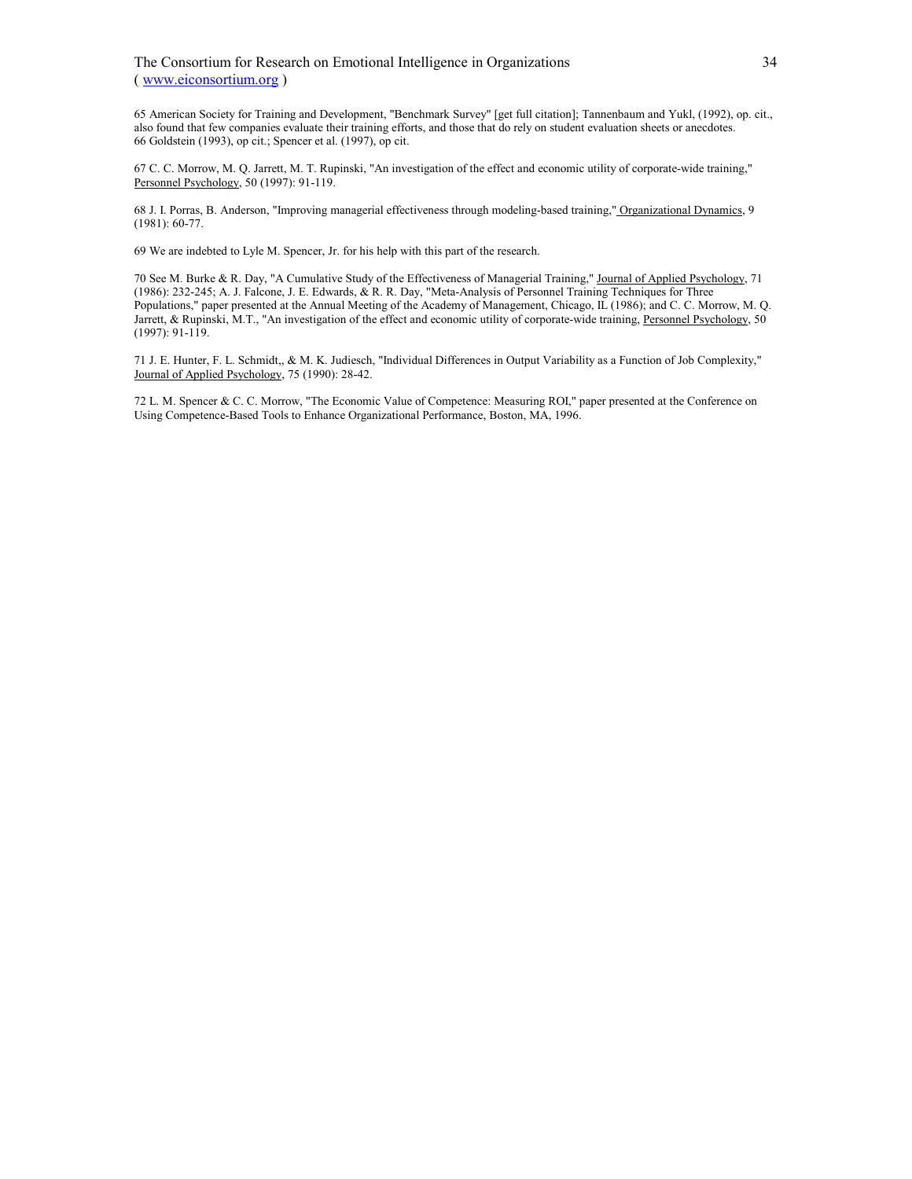65 American Society for Training and Development, "Benchmark Survey" [get full citation]; Tannenbaum and Yukl, (1992), op. cit., also found that few companies evaluate their training efforts, and those that do rely on student evaluation sheets or anecdotes.
66 Goldstein (1993), op cit.; Spencer et al. (1997), op cit.

67 C. C. Morrow, M. Q. Jarrett, M. T. Rupinski, "An investigation of the effect and economic utility of corporate-wide training," Personnel Psychology, 50 (1997): 91-119.

68 J. I. Porras, B. Anderson, "Improving managerial effectiveness through modeling-based training," Organizational Dynamics, 9 (1981): 60-77.

69 We are indebted to Lyle M. Spencer, Jr. for his help with this part of the research.

70 See M. Burke & R. Day, "A Cumulative Study of the Effectiveness of Managerial Training," Journal of Applied Psychology, 71 (1986): 232-245; A. J. Falcone, J. E. Edwards, & R. R. Day, "Meta-Analysis of Personnel Training Techniques for Three Populations," paper presented at the Annual Meeting of the Academy of Management, Chicago, IL (1986); and C. C. Morrow, M. Q. Jarrett, & Rupinski, M.T., "An investigation of the effect and economic utility of corporate-wide training, Personnel Psychology, 50 (1997): 91-119.

71 J. E. Hunter, F. L. Schmidt,, & M. K. Judiesch, "Individual Differences in Output Variability as a Function of Job Complexity," Journal of Applied Psychology, 75 (1990): 28-42.

72 L. M. Spencer & C. C. Morrow, "The Economic Value of Competence: Measuring ROI," paper presented at the Conference on Using Competence-Based Tools to Enhance Organizational Performance, Boston, MA, 1996.